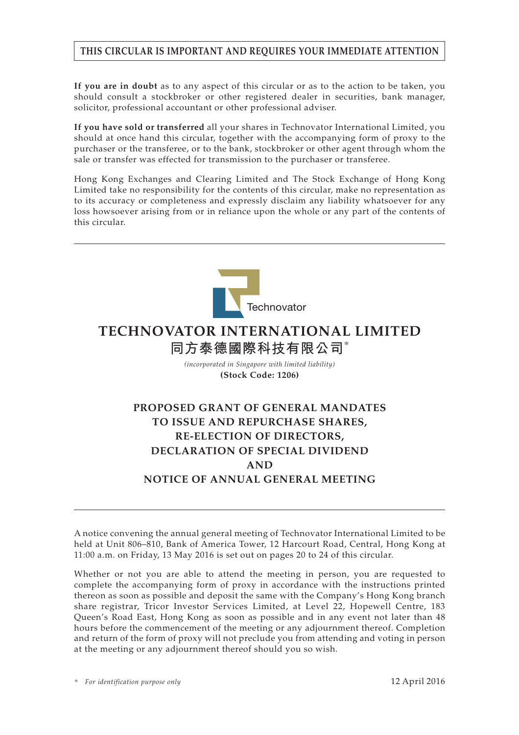**THIS CIRCULAR IS IMPORTANT AND REQUIRES YOUR IMMEDIATE ATTENTION**

**If you are in doubt** as to any aspect of this circular or as to the action to be taken, you should consult a stockbroker or other registered dealer in securities, bank manager, solicitor, professional accountant or other professional adviser.

**If you have sold or transferred** all your shares in Technovator International Limited, you should at once hand this circular, together with the accompanying form of proxy to the purchaser or the transferee, or to the bank, stockbroker or other agent through whom the sale or transfer was effected for transmission to the purchaser or transferee.

Hong Kong Exchanges and Clearing Limited and The Stock Exchange of Hong Kong Limited take no responsibility for the contents of this circular, make no representation as to its accuracy or completeness and expressly disclaim any liability whatsoever for any loss howsoever arising from or in reliance upon the whole or any part of the contents of this circular.

---

Technovator

# TECHNOVATOR INTERNATIONAL LIMITED

# 同方泰德國際科技有限公司*

*(incorporated in Singapore with limited liability)*

**(Stock Code: 1206)**

## PROPOSED GRANT OF GENERAL MANDATES TO ISSUE AND REPURCHASE SHARES, RE-ELECTION OF DIRECTORS, DECLARATION OF SPECIAL DIVIDEND AND NOTICE OF ANNUAL GENERAL MEETING

---

A notice convening the annual general meeting of Technovator International Limited to be held at Unit 806–810, Bank of America Tower, 12 Harcourt Road, Central, Hong Kong at 11:00 a.m. on Friday, 13 May 2016 is set out on pages 20 to 24 of this circular.

Whether or not you are able to attend the meeting in person, you are requested to complete the accompanying form of proxy in accordance with the instructions printed thereon as soon as possible and deposit the same with the Company's Hong Kong branch share registrar, Tricor Investor Services Limited, at Level 22, Hopewell Centre, 183 Queen's Road East, Hong Kong as soon as possible and in any event not later than 48 hours before the commencement of the meeting or any adjournment thereof. Completion and return of the form of proxy will not preclude you from attending and voting in person at the meeting or any adjournment thereof should you so wish.

\* *For identification purpose only*

12 April 2016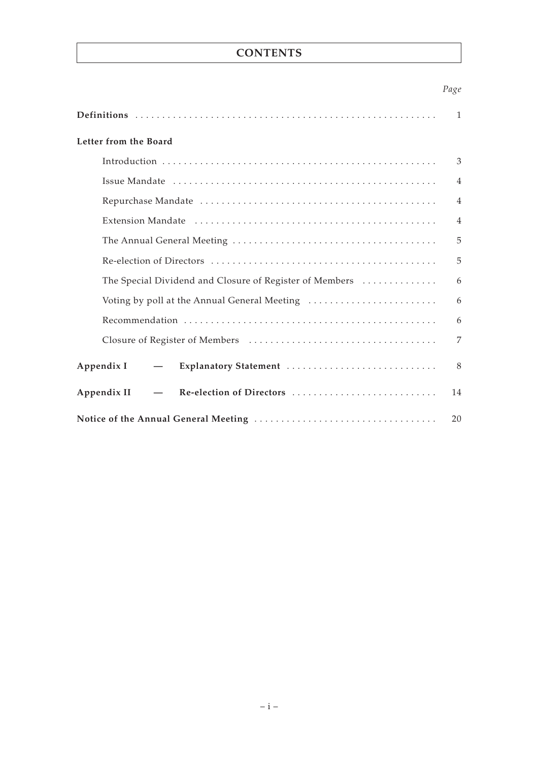# CONTENTS

| | *Page* |
|---|---|
| **Definitions** | 1 |
| **Letter from the Board** | |
| Introduction | 3 |
| Issue Mandate | 4 |
| Repurchase Mandate | 4 |
| Extension Mandate | 4 |
| The Annual General Meeting | 5 |
| Re-election of Directors | 5 |
| The Special Dividend and Closure of Register of Members | 6 |
| Voting by poll at the Annual General Meeting | 6 |
| Recommendation | 6 |
| Closure of Register of Members | 7 |
| **Appendix I — Explanatory Statement** | 8 |
| **Appendix II — Re-election of Directors** | 14 |
| **Notice of the Annual General Meeting** | 20 |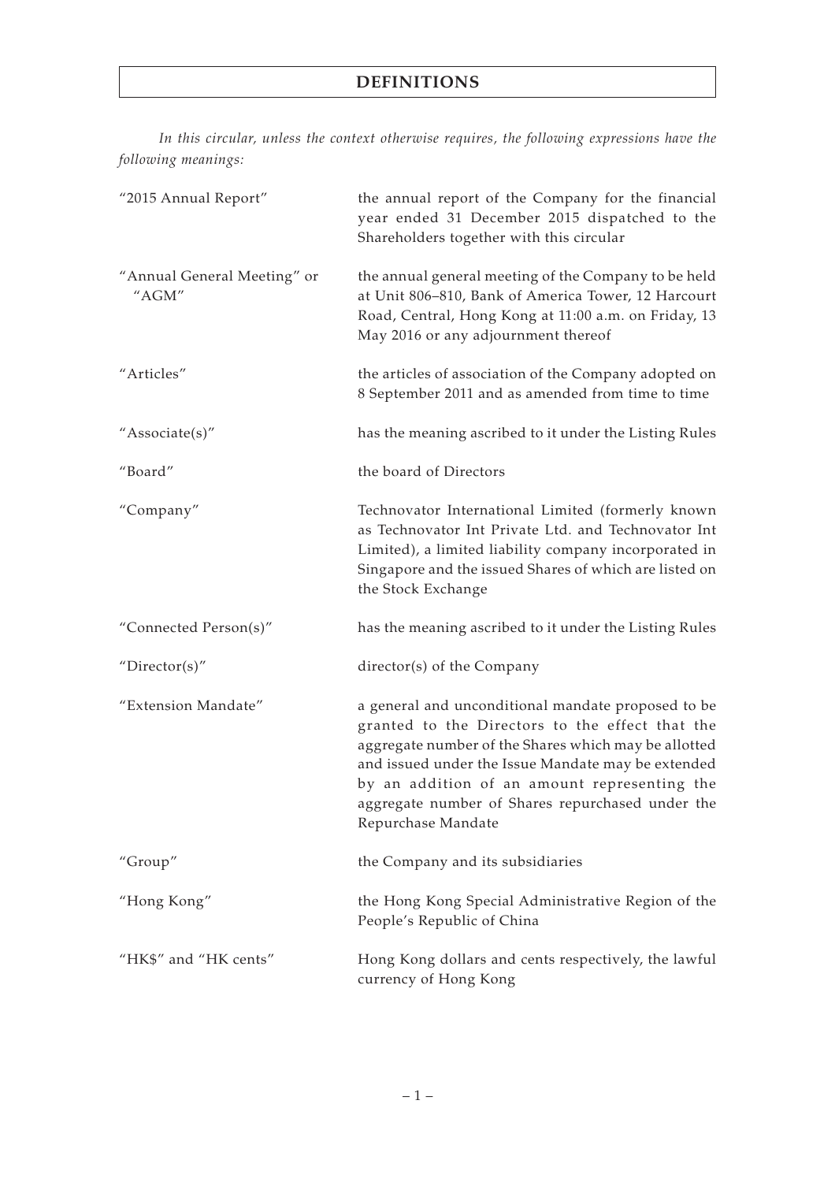# DEFINITIONS

*In this circular, unless the context otherwise requires, the following expressions have the following meanings:*

| | |
|---|---|
| "2015 Annual Report" | the annual report of the Company for the financial year ended 31 December 2015 dispatched to the Shareholders together with this circular |
| "Annual General Meeting" or "AGM" | the annual general meeting of the Company to be held at Unit 806–810, Bank of America Tower, 12 Harcourt Road, Central, Hong Kong at 11:00 a.m. on Friday, 13 May 2016 or any adjournment thereof |
| "Articles" | the articles of association of the Company adopted on 8 September 2011 and as amended from time to time |
| "Associate(s)" | has the meaning ascribed to it under the Listing Rules |
| "Board" | the board of Directors |
| "Company" | Technovator International Limited (formerly known as Technovator Int Private Ltd. and Technovator Int Limited), a limited liability company incorporated in Singapore and the issued Shares of which are listed on the Stock Exchange |
| "Connected Person(s)" | has the meaning ascribed to it under the Listing Rules |
| "Director(s)" | director(s) of the Company |
| "Extension Mandate" | a general and unconditional mandate proposed to be granted to the Directors to the effect that the aggregate number of the Shares which may be allotted and issued under the Issue Mandate may be extended by an addition of an amount representing the aggregate number of Shares repurchased under the Repurchase Mandate |
| "Group" | the Company and its subsidiaries |
| "Hong Kong" | the Hong Kong Special Administrative Region of the People's Republic of China |
| "HK$" and "HK cents" | Hong Kong dollars and cents respectively, the lawful currency of Hong Kong |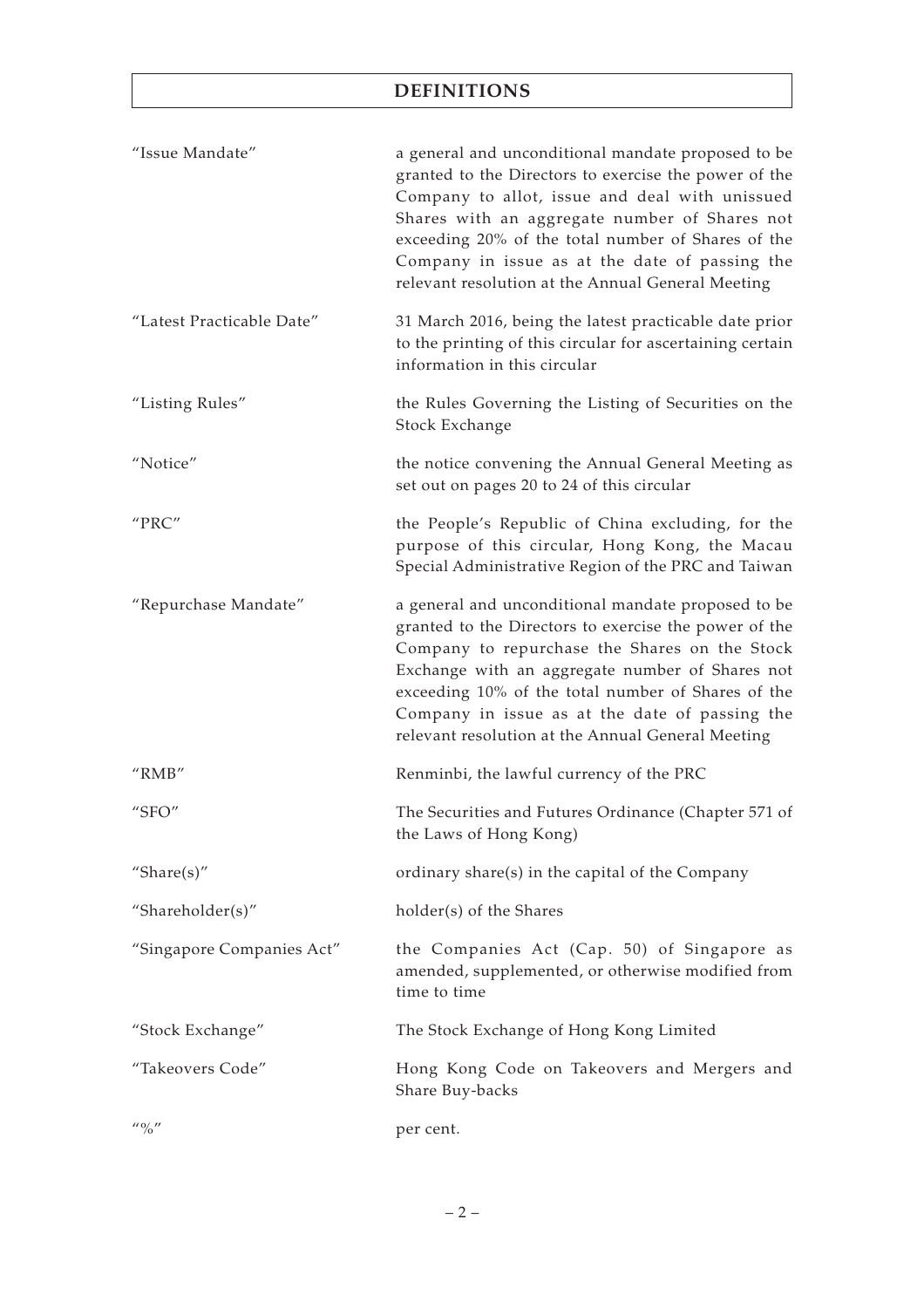# DEFINITIONS

| | |
|---|---|
| "Issue Mandate" | a general and unconditional mandate proposed to be granted to the Directors to exercise the power of the Company to allot, issue and deal with unissued Shares with an aggregate number of Shares not exceeding 20% of the total number of Shares of the Company in issue as at the date of passing the relevant resolution at the Annual General Meeting |
| "Latest Practicable Date" | 31 March 2016, being the latest practicable date prior to the printing of this circular for ascertaining certain information in this circular |
| "Listing Rules" | the Rules Governing the Listing of Securities on the Stock Exchange |
| "Notice" | the notice convening the Annual General Meeting as set out on pages 20 to 24 of this circular |
| "PRC" | the People's Republic of China excluding, for the purpose of this circular, Hong Kong, the Macau Special Administrative Region of the PRC and Taiwan |
| "Repurchase Mandate" | a general and unconditional mandate proposed to be granted to the Directors to exercise the power of the Company to repurchase the Shares on the Stock Exchange with an aggregate number of Shares not exceeding 10% of the total number of Shares of the Company in issue as at the date of passing the relevant resolution at the Annual General Meeting |
| "RMB" | Renminbi, the lawful currency of the PRC |
| "SFO" | The Securities and Futures Ordinance (Chapter 571 of the Laws of Hong Kong) |
| "Share(s)" | ordinary share(s) in the capital of the Company |
| "Shareholder(s)" | holder(s) of the Shares |
| "Singapore Companies Act" | the Companies Act (Cap. 50) of Singapore as amended, supplemented, or otherwise modified from time to time |
| "Stock Exchange" | The Stock Exchange of Hong Kong Limited |
| "Takeovers Code" | Hong Kong Code on Takeovers and Mergers and Share Buy-backs |
| "%" | per cent. |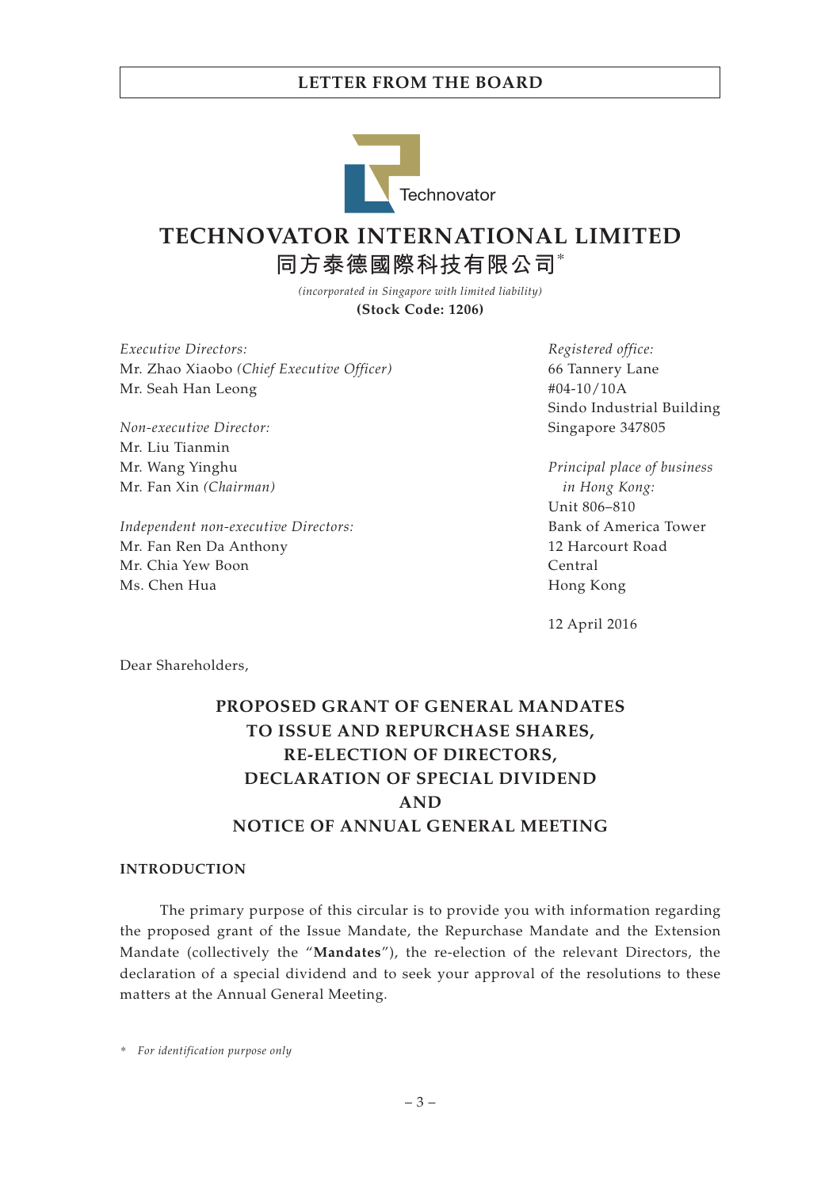# TECHNOVATOR INTERNATIONAL LIMITED
# 同方泰德國際科技有限公司*

*(incorporated in Singapore with limited liability)*
**(Stock Code: 1206)**

*Executive Directors:*
Mr. Zhao Xiaobo *(Chief Executive Officer)*
Mr. Seah Han Leong

*Non-executive Director:*
Mr. Liu Tianmin
Mr. Wang Yinghu
Mr. Fan Xin *(Chairman)*

*Independent non-executive Directors:*
Mr. Fan Ren Da Anthony
Mr. Chia Yew Boon
Ms. Chen Hua

*Registered office:*
66 Tannery Lane
#04-10/10A
Sindo Industrial Building
Singapore 347805

*Principal place of business in Hong Kong:*
Unit 806–810
Bank of America Tower
12 Harcourt Road
Central
Hong Kong

12 April 2016

Dear Shareholders,

## PROPOSED GRANT OF GENERAL MANDATES TO ISSUE AND REPURCHASE SHARES, RE-ELECTION OF DIRECTORS, DECLARATION OF SPECIAL DIVIDEND AND NOTICE OF ANNUAL GENERAL MEETING

### INTRODUCTION

The primary purpose of this circular is to provide you with information regarding the proposed grant of the Issue Mandate, the Repurchase Mandate and the Extension Mandate (collectively the "**Mandates**"), the re-election of the relevant Directors, the declaration of a special dividend and to seek your approval of the resolutions to these matters at the Annual General Meeting.

\* *For identification purpose only*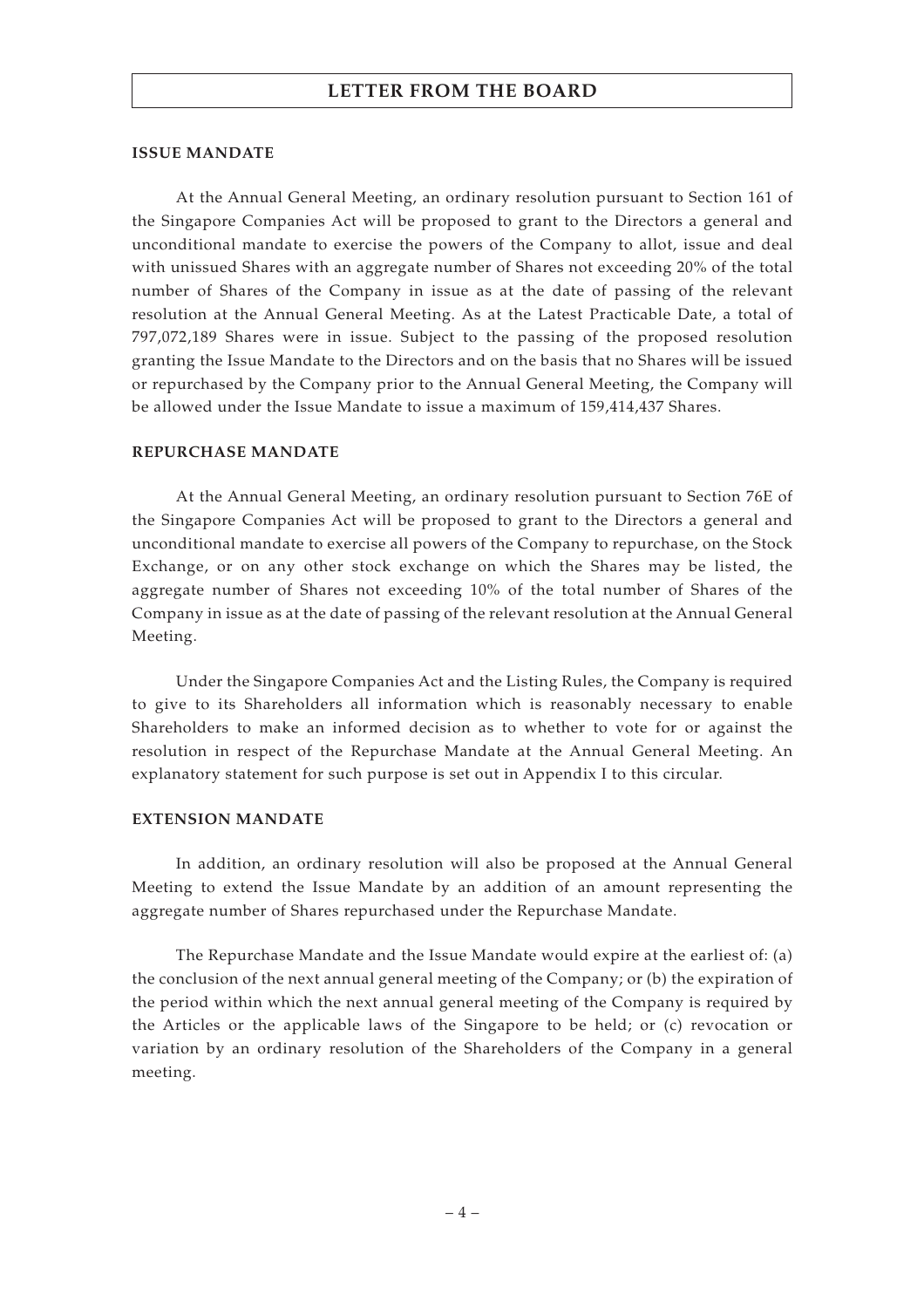## ISSUE MANDATE

At the Annual General Meeting, an ordinary resolution pursuant to Section 161 of the Singapore Companies Act will be proposed to grant to the Directors a general and unconditional mandate to exercise the powers of the Company to allot, issue and deal with unissued Shares with an aggregate number of Shares not exceeding 20% of the total number of Shares of the Company in issue as at the date of passing of the relevant resolution at the Annual General Meeting. As at the Latest Practicable Date, a total of 797,072,189 Shares were in issue. Subject to the passing of the proposed resolution granting the Issue Mandate to the Directors and on the basis that no Shares will be issued or repurchased by the Company prior to the Annual General Meeting, the Company will be allowed under the Issue Mandate to issue a maximum of 159,414,437 Shares.

## REPURCHASE MANDATE

At the Annual General Meeting, an ordinary resolution pursuant to Section 76E of the Singapore Companies Act will be proposed to grant to the Directors a general and unconditional mandate to exercise all powers of the Company to repurchase, on the Stock Exchange, or on any other stock exchange on which the Shares may be listed, the aggregate number of Shares not exceeding 10% of the total number of Shares of the Company in issue as at the date of passing of the relevant resolution at the Annual General Meeting.

Under the Singapore Companies Act and the Listing Rules, the Company is required to give to its Shareholders all information which is reasonably necessary to enable Shareholders to make an informed decision as to whether to vote for or against the resolution in respect of the Repurchase Mandate at the Annual General Meeting. An explanatory statement for such purpose is set out in Appendix I to this circular.

## EXTENSION MANDATE

In addition, an ordinary resolution will also be proposed at the Annual General Meeting to extend the Issue Mandate by an addition of an amount representing the aggregate number of Shares repurchased under the Repurchase Mandate.

The Repurchase Mandate and the Issue Mandate would expire at the earliest of: (a) the conclusion of the next annual general meeting of the Company; or (b) the expiration of the period within which the next annual general meeting of the Company is required by the Articles or the applicable laws of the Singapore to be held; or (c) revocation or variation by an ordinary resolution of the Shareholders of the Company in a general meeting.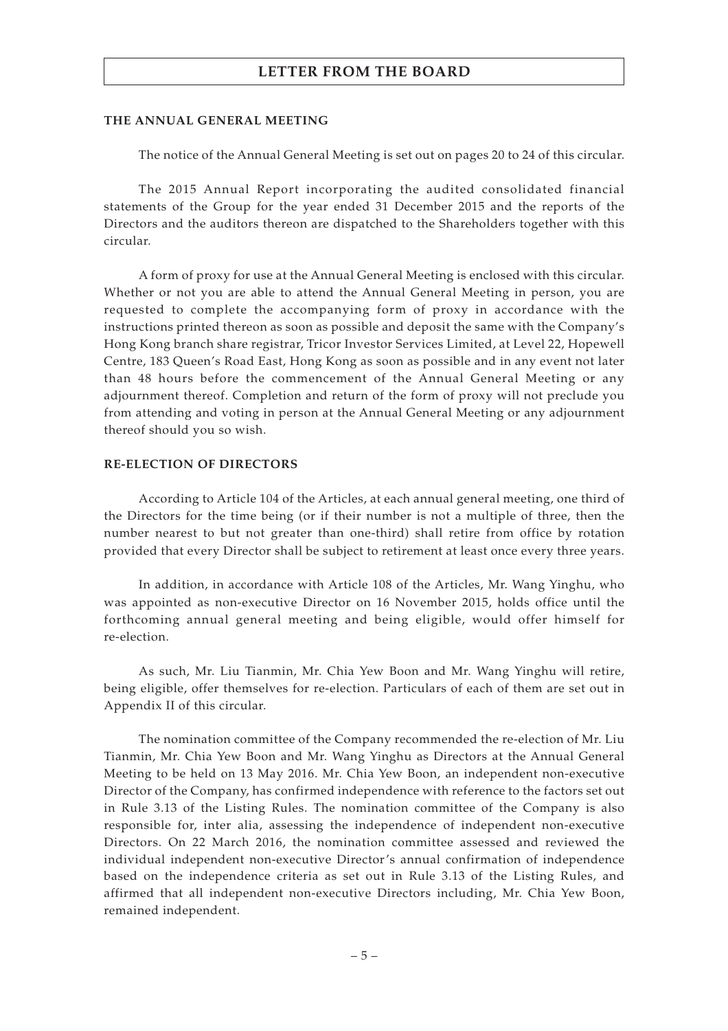## THE ANNUAL GENERAL MEETING

The notice of the Annual General Meeting is set out on pages 20 to 24 of this circular.

The 2015 Annual Report incorporating the audited consolidated financial statements of the Group for the year ended 31 December 2015 and the reports of the Directors and the auditors thereon are dispatched to the Shareholders together with this circular.

A form of proxy for use at the Annual General Meeting is enclosed with this circular. Whether or not you are able to attend the Annual General Meeting in person, you are requested to complete the accompanying form of proxy in accordance with the instructions printed thereon as soon as possible and deposit the same with the Company's Hong Kong branch share registrar, Tricor Investor Services Limited, at Level 22, Hopewell Centre, 183 Queen's Road East, Hong Kong as soon as possible and in any event not later than 48 hours before the commencement of the Annual General Meeting or any adjournment thereof. Completion and return of the form of proxy will not preclude you from attending and voting in person at the Annual General Meeting or any adjournment thereof should you so wish.

## RE-ELECTION OF DIRECTORS

According to Article 104 of the Articles, at each annual general meeting, one third of the Directors for the time being (or if their number is not a multiple of three, then the number nearest to but not greater than one-third) shall retire from office by rotation provided that every Director shall be subject to retirement at least once every three years.

In addition, in accordance with Article 108 of the Articles, Mr. Wang Yinghu, who was appointed as non-executive Director on 16 November 2015, holds office until the forthcoming annual general meeting and being eligible, would offer himself for re-election.

As such, Mr. Liu Tianmin, Mr. Chia Yew Boon and Mr. Wang Yinghu will retire, being eligible, offer themselves for re-election. Particulars of each of them are set out in Appendix II of this circular.

The nomination committee of the Company recommended the re-election of Mr. Liu Tianmin, Mr. Chia Yew Boon and Mr. Wang Yinghu as Directors at the Annual General Meeting to be held on 13 May 2016. Mr. Chia Yew Boon, an independent non-executive Director of the Company, has confirmed independence with reference to the factors set out in Rule 3.13 of the Listing Rules. The nomination committee of the Company is also responsible for, inter alia, assessing the independence of independent non-executive Directors. On 22 March 2016, the nomination committee assessed and reviewed the individual independent non-executive Director's annual confirmation of independence based on the independence criteria as set out in Rule 3.13 of the Listing Rules, and affirmed that all independent non-executive Directors including, Mr. Chia Yew Boon, remained independent.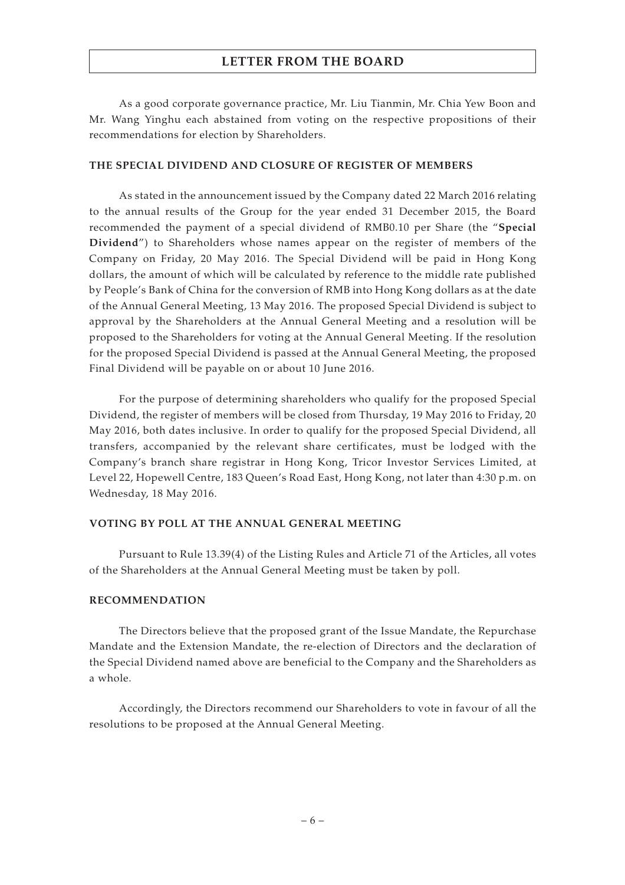As a good corporate governance practice, Mr. Liu Tianmin, Mr. Chia Yew Boon and Mr. Wang Yinghu each abstained from voting on the respective propositions of their recommendations for election by Shareholders.

### THE SPECIAL DIVIDEND AND CLOSURE OF REGISTER OF MEMBERS

As stated in the announcement issued by the Company dated 22 March 2016 relating to the annual results of the Group for the year ended 31 December 2015, the Board recommended the payment of a special dividend of RMB0.10 per Share (the "**Special Dividend**") to Shareholders whose names appear on the register of members of the Company on Friday, 20 May 2016. The Special Dividend will be paid in Hong Kong dollars, the amount of which will be calculated by reference to the middle rate published by People's Bank of China for the conversion of RMB into Hong Kong dollars as at the date of the Annual General Meeting, 13 May 2016. The proposed Special Dividend is subject to approval by the Shareholders at the Annual General Meeting and a resolution will be proposed to the Shareholders for voting at the Annual General Meeting. If the resolution for the proposed Special Dividend is passed at the Annual General Meeting, the proposed Final Dividend will be payable on or about 10 June 2016.

For the purpose of determining shareholders who qualify for the proposed Special Dividend, the register of members will be closed from Thursday, 19 May 2016 to Friday, 20 May 2016, both dates inclusive. In order to qualify for the proposed Special Dividend, all transfers, accompanied by the relevant share certificates, must be lodged with the Company's branch share registrar in Hong Kong, Tricor Investor Services Limited, at Level 22, Hopewell Centre, 183 Queen's Road East, Hong Kong, not later than 4:30 p.m. on Wednesday, 18 May 2016.

### VOTING BY POLL AT THE ANNUAL GENERAL MEETING

Pursuant to Rule 13.39(4) of the Listing Rules and Article 71 of the Articles, all votes of the Shareholders at the Annual General Meeting must be taken by poll.

### RECOMMENDATION

The Directors believe that the proposed grant of the Issue Mandate, the Repurchase Mandate and the Extension Mandate, the re-election of Directors and the declaration of the Special Dividend named above are beneficial to the Company and the Shareholders as a whole.

Accordingly, the Directors recommend our Shareholders to vote in favour of all the resolutions to be proposed at the Annual General Meeting.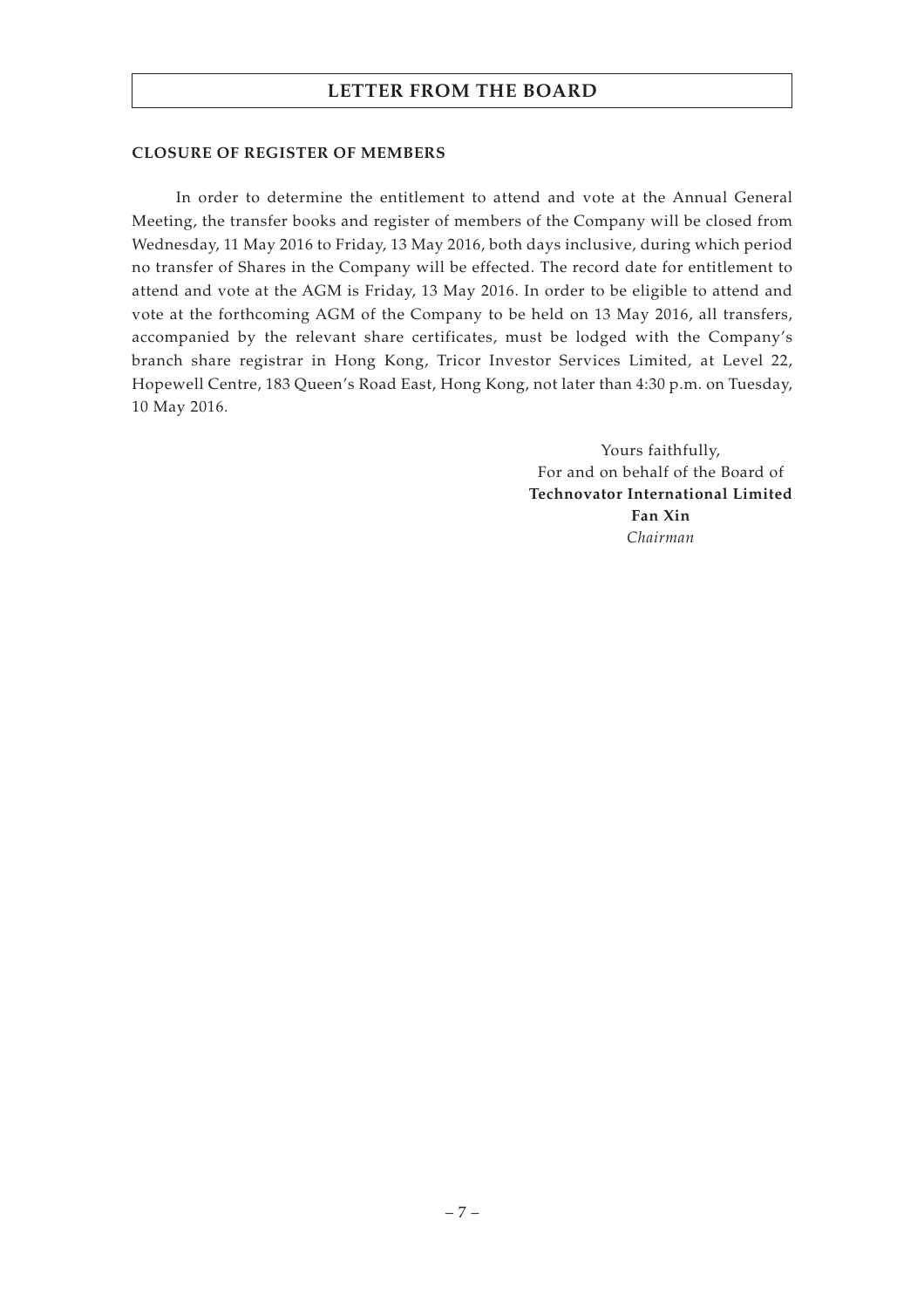## CLOSURE OF REGISTER OF MEMBERS

In order to determine the entitlement to attend and vote at the Annual General Meeting, the transfer books and register of members of the Company will be closed from Wednesday, 11 May 2016 to Friday, 13 May 2016, both days inclusive, during which period no transfer of Shares in the Company will be effected. The record date for entitlement to attend and vote at the AGM is Friday, 13 May 2016. In order to be eligible to attend and vote at the forthcoming AGM of the Company to be held on 13 May 2016, all transfers, accompanied by the relevant share certificates, must be lodged with the Company's branch share registrar in Hong Kong, Tricor Investor Services Limited, at Level 22, Hopewell Centre, 183 Queen's Road East, Hong Kong, not later than 4:30 p.m. on Tuesday, 10 May 2016.

Yours faithfully,
For and on behalf of the Board of
**Technovator International Limited**
**Fan Xin**
*Chairman*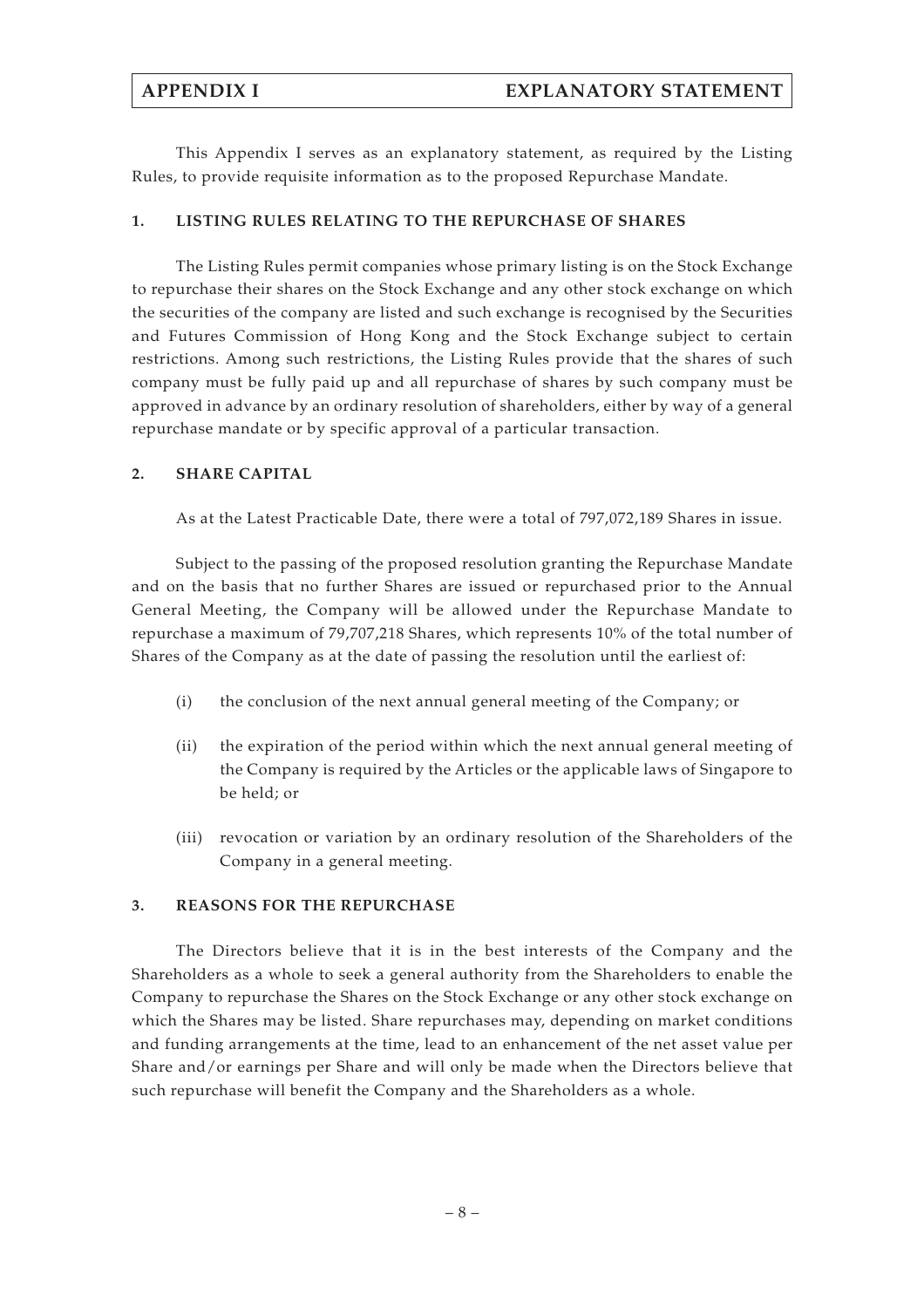This Appendix I serves as an explanatory statement, as required by the Listing Rules, to provide requisite information as to the proposed Repurchase Mandate.

## 1. LISTING RULES RELATING TO THE REPURCHASE OF SHARES

The Listing Rules permit companies whose primary listing is on the Stock Exchange to repurchase their shares on the Stock Exchange and any other stock exchange on which the securities of the company are listed and such exchange is recognised by the Securities and Futures Commission of Hong Kong and the Stock Exchange subject to certain restrictions. Among such restrictions, the Listing Rules provide that the shares of such company must be fully paid up and all repurchase of shares by such company must be approved in advance by an ordinary resolution of shareholders, either by way of a general repurchase mandate or by specific approval of a particular transaction.

## 2. SHARE CAPITAL

As at the Latest Practicable Date, there were a total of 797,072,189 Shares in issue.

Subject to the passing of the proposed resolution granting the Repurchase Mandate and on the basis that no further Shares are issued or repurchased prior to the Annual General Meeting, the Company will be allowed under the Repurchase Mandate to repurchase a maximum of 79,707,218 Shares, which represents 10% of the total number of Shares of the Company as at the date of passing the resolution until the earliest of:

(i) the conclusion of the next annual general meeting of the Company; or

(ii) the expiration of the period within which the next annual general meeting of the Company is required by the Articles or the applicable laws of Singapore to be held; or

(iii) revocation or variation by an ordinary resolution of the Shareholders of the Company in a general meeting.

## 3. REASONS FOR THE REPURCHASE

The Directors believe that it is in the best interests of the Company and the Shareholders as a whole to seek a general authority from the Shareholders to enable the Company to repurchase the Shares on the Stock Exchange or any other stock exchange on which the Shares may be listed. Share repurchases may, depending on market conditions and funding arrangements at the time, lead to an enhancement of the net asset value per Share and/or earnings per Share and will only be made when the Directors believe that such repurchase will benefit the Company and the Shareholders as a whole.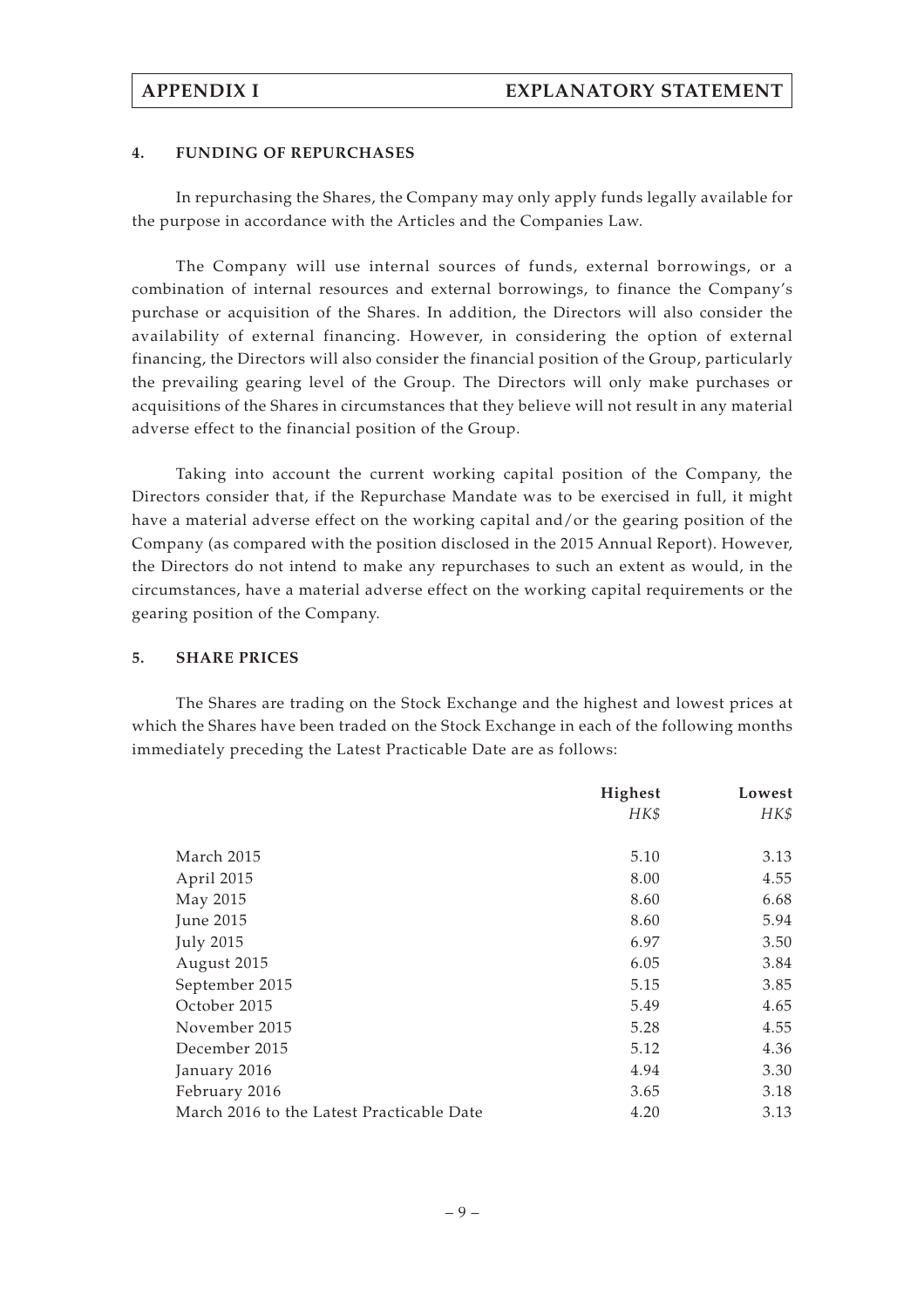### 4. FUNDING OF REPURCHASES

In repurchasing the Shares, the Company may only apply funds legally available for the purpose in accordance with the Articles and the Companies Law.

The Company will use internal sources of funds, external borrowings, or a combination of internal resources and external borrowings, to finance the Company's purchase or acquisition of the Shares. In addition, the Directors will also consider the availability of external financing. However, in considering the option of external financing, the Directors will also consider the financial position of the Group, particularly the prevailing gearing level of the Group. The Directors will only make purchases or acquisitions of the Shares in circumstances that they believe will not result in any material adverse effect to the financial position of the Group.

Taking into account the current working capital position of the Company, the Directors consider that, if the Repurchase Mandate was to be exercised in full, it might have a material adverse effect on the working capital and/or the gearing position of the Company (as compared with the position disclosed in the 2015 Annual Report). However, the Directors do not intend to make any repurchases to such an extent as would, in the circumstances, have a material adverse effect on the working capital requirements or the gearing position of the Company.

### 5. SHARE PRICES

The Shares are trading on the Stock Exchange and the highest and lowest prices at which the Shares have been traded on the Stock Exchange in each of the following months immediately preceding the Latest Practicable Date are as follows:

| | **Highest** | **Lowest** |
|---|---|---|
| | *HK$* | *HK$* |
| March 2015 | 5.10 | 3.13 |
| April 2015 | 8.00 | 4.55 |
| May 2015 | 8.60 | 6.68 |
| June 2015 | 8.60 | 5.94 |
| July 2015 | 6.97 | 3.50 |
| August 2015 | 6.05 | 3.84 |
| September 2015 | 5.15 | 3.85 |
| October 2015 | 5.49 | 4.65 |
| November 2015 | 5.28 | 4.55 |
| December 2015 | 5.12 | 4.36 |
| January 2016 | 4.94 | 3.30 |
| February 2016 | 3.65 | 3.18 |
| March 2016 to the Latest Practicable Date | 4.20 | 3.13 |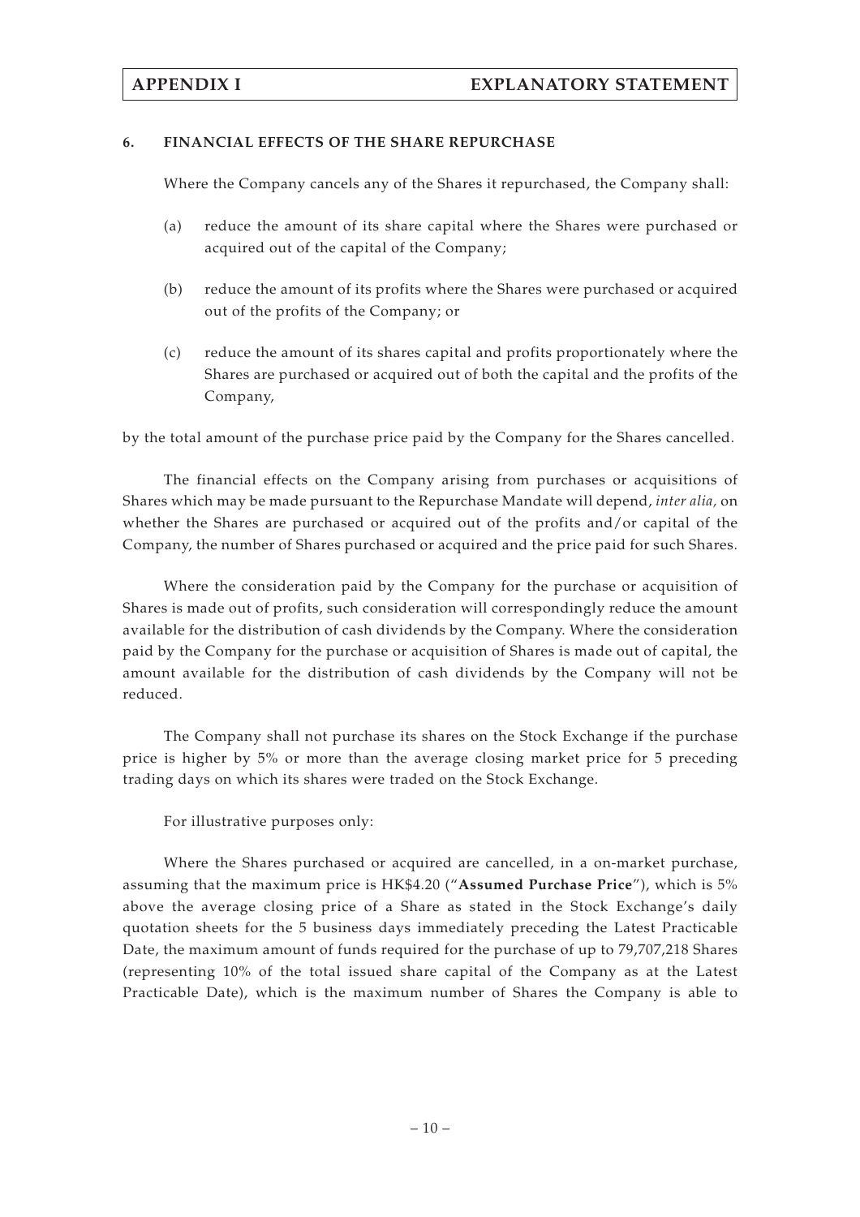## 6. FINANCIAL EFFECTS OF THE SHARE REPURCHASE

Where the Company cancels any of the Shares it repurchased, the Company shall:

(a) reduce the amount of its share capital where the Shares were purchased or acquired out of the capital of the Company;

(b) reduce the amount of its profits where the Shares were purchased or acquired out of the profits of the Company; or

(c) reduce the amount of its shares capital and profits proportionately where the Shares are purchased or acquired out of both the capital and the profits of the Company,

by the total amount of the purchase price paid by the Company for the Shares cancelled.

The financial effects on the Company arising from purchases or acquisitions of Shares which may be made pursuant to the Repurchase Mandate will depend, *inter alia,* on whether the Shares are purchased or acquired out of the profits and/or capital of the Company, the number of Shares purchased or acquired and the price paid for such Shares.

Where the consideration paid by the Company for the purchase or acquisition of Shares is made out of profits, such consideration will correspondingly reduce the amount available for the distribution of cash dividends by the Company. Where the consideration paid by the Company for the purchase or acquisition of Shares is made out of capital, the amount available for the distribution of cash dividends by the Company will not be reduced.

The Company shall not purchase its shares on the Stock Exchange if the purchase price is higher by 5% or more than the average closing market price for 5 preceding trading days on which its shares were traded on the Stock Exchange.

For illustrative purposes only:

Where the Shares purchased or acquired are cancelled, in a on-market purchase, assuming that the maximum price is HK$4.20 ("**Assumed Purchase Price**"), which is 5% above the average closing price of a Share as stated in the Stock Exchange's daily quotation sheets for the 5 business days immediately preceding the Latest Practicable Date, the maximum amount of funds required for the purchase of up to 79,707,218 Shares (representing 10% of the total issued share capital of the Company as at the Latest Practicable Date), which is the maximum number of Shares the Company is able to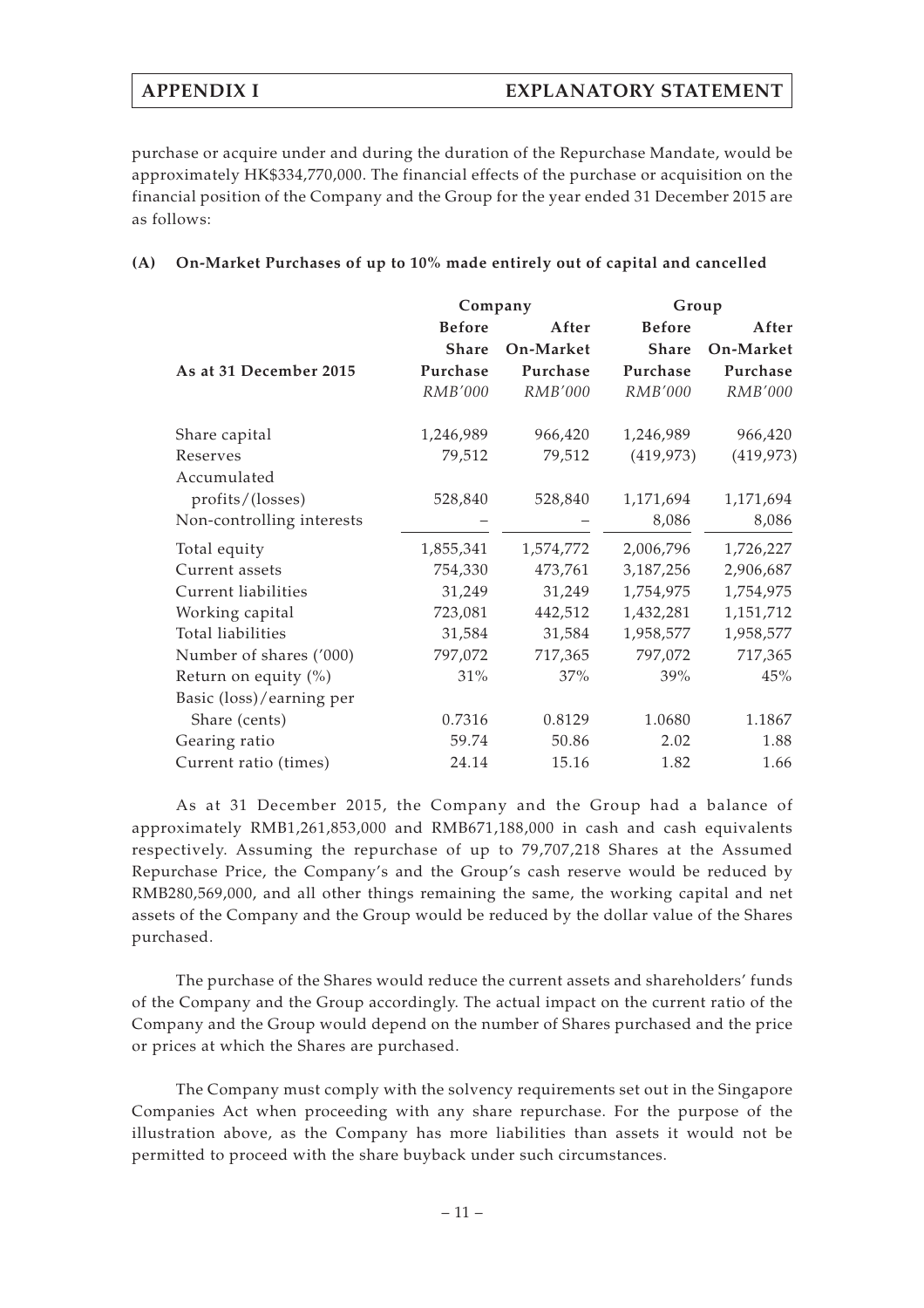purchase or acquire under and during the duration of the Repurchase Mandate, would be approximately HK$334,770,000. The financial effects of the purchase or acquisition on the financial position of the Company and the Group for the year ended 31 December 2015 are as follows:

**(A) On-Market Purchases of up to 10% made entirely out of capital and cancelled**

| As at 31 December 2015 | Company | | Group | |
|---|---|---|---|---|
| | Before Share Purchase | After On-Market Purchase | Before Share Purchase | After On-Market Purchase |
| | *RMB'000* | *RMB'000* | *RMB'000* | *RMB'000* |
| Share capital | 1,246,989 | 966,420 | 1,246,989 | 966,420 |
| Reserves | 79,512 | 79,512 | (419,973) | (419,973) |
| Accumulated profits/(losses) | 528,840 | 528,840 | 1,171,694 | 1,171,694 |
| Non-controlling interests | – | – | 8,086 | 8,086 |
| Total equity | 1,855,341 | 1,574,772 | 2,006,796 | 1,726,227 |
| Current assets | 754,330 | 473,761 | 3,187,256 | 2,906,687 |
| Current liabilities | 31,249 | 31,249 | 1,754,975 | 1,754,975 |
| Working capital | 723,081 | 442,512 | 1,432,281 | 1,151,712 |
| Total liabilities | 31,584 | 31,584 | 1,958,577 | 1,958,577 |
| Number of shares ('000) | 797,072 | 717,365 | 797,072 | 717,365 |
| Return on equity (%) | 31% | 37% | 39% | 45% |
| Basic (loss)/earning per Share (cents) | 0.7316 | 0.8129 | 1.0680 | 1.1867 |
| Gearing ratio | 59.74 | 50.86 | 2.02 | 1.88 |
| Current ratio (times) | 24.14 | 15.16 | 1.82 | 1.66 |

As at 31 December 2015, the Company and the Group had a balance of approximately RMB1,261,853,000 and RMB671,188,000 in cash and cash equivalents respectively. Assuming the repurchase of up to 79,707,218 Shares at the Assumed Repurchase Price, the Company's and the Group's cash reserve would be reduced by RMB280,569,000, and all other things remaining the same, the working capital and net assets of the Company and the Group would be reduced by the dollar value of the Shares purchased.

The purchase of the Shares would reduce the current assets and shareholders' funds of the Company and the Group accordingly. The actual impact on the current ratio of the Company and the Group would depend on the number of Shares purchased and the price or prices at which the Shares are purchased.

The Company must comply with the solvency requirements set out in the Singapore Companies Act when proceeding with any share repurchase. For the purpose of the illustration above, as the Company has more liabilities than assets it would not be permitted to proceed with the share buyback under such circumstances.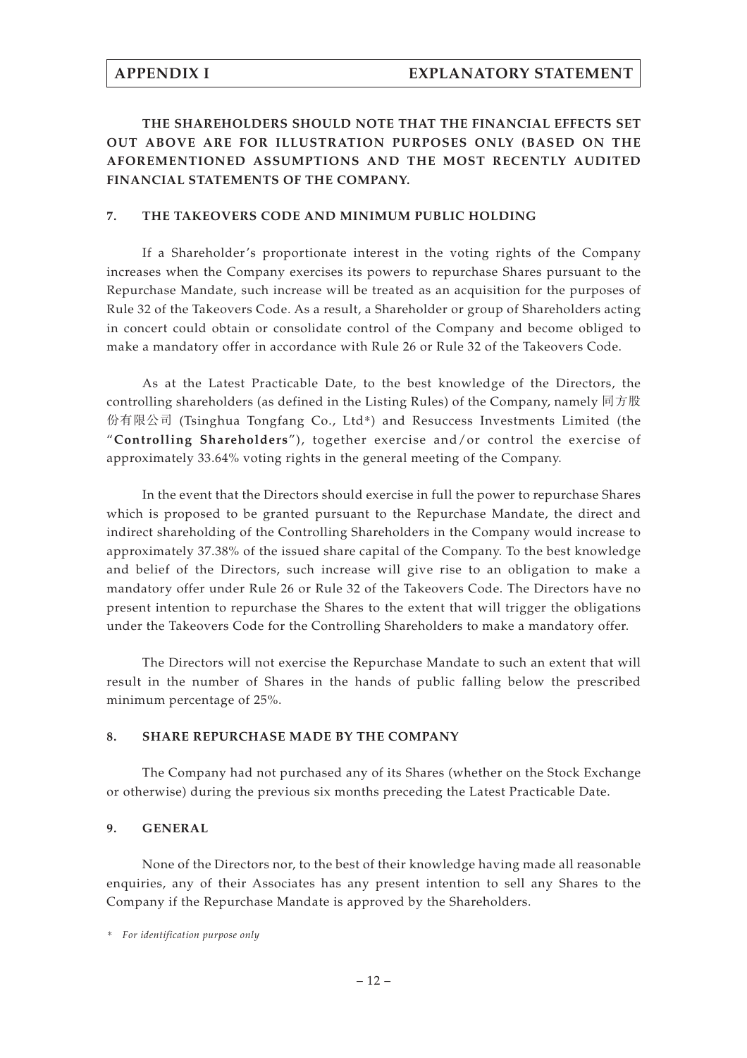**THE SHAREHOLDERS SHOULD NOTE THAT THE FINANCIAL EFFECTS SET OUT ABOVE ARE FOR ILLUSTRATION PURPOSES ONLY (BASED ON THE AFOREMENTIONED ASSUMPTIONS AND THE MOST RECENTLY AUDITED FINANCIAL STATEMENTS OF THE COMPANY.**

## 7. THE TAKEOVERS CODE AND MINIMUM PUBLIC HOLDING

If a Shareholder's proportionate interest in the voting rights of the Company increases when the Company exercises its powers to repurchase Shares pursuant to the Repurchase Mandate, such increase will be treated as an acquisition for the purposes of Rule 32 of the Takeovers Code. As a result, a Shareholder or group of Shareholders acting in concert could obtain or consolidate control of the Company and become obliged to make a mandatory offer in accordance with Rule 26 or Rule 32 of the Takeovers Code.

As at the Latest Practicable Date, to the best knowledge of the Directors, the controlling shareholders (as defined in the Listing Rules) of the Company, namely 同方股份有限公司 (Tsinghua Tongfang Co., Ltd*) and Resuccess Investments Limited (the "**Controlling Shareholders**"), together exercise and/or control the exercise of approximately 33.64% voting rights in the general meeting of the Company.

In the event that the Directors should exercise in full the power to repurchase Shares which is proposed to be granted pursuant to the Repurchase Mandate, the direct and indirect shareholding of the Controlling Shareholders in the Company would increase to approximately 37.38% of the issued share capital of the Company. To the best knowledge and belief of the Directors, such increase will give rise to an obligation to make a mandatory offer under Rule 26 or Rule 32 of the Takeovers Code. The Directors have no present intention to repurchase the Shares to the extent that will trigger the obligations under the Takeovers Code for the Controlling Shareholders to make a mandatory offer.

The Directors will not exercise the Repurchase Mandate to such an extent that will result in the number of Shares in the hands of public falling below the prescribed minimum percentage of 25%.

## 8. SHARE REPURCHASE MADE BY THE COMPANY

The Company had not purchased any of its Shares (whether on the Stock Exchange or otherwise) during the previous six months preceding the Latest Practicable Date.

## 9. GENERAL

None of the Directors nor, to the best of their knowledge having made all reasonable enquiries, any of their Associates has any present intention to sell any Shares to the Company if the Repurchase Mandate is approved by the Shareholders.

\* *For identification purpose only*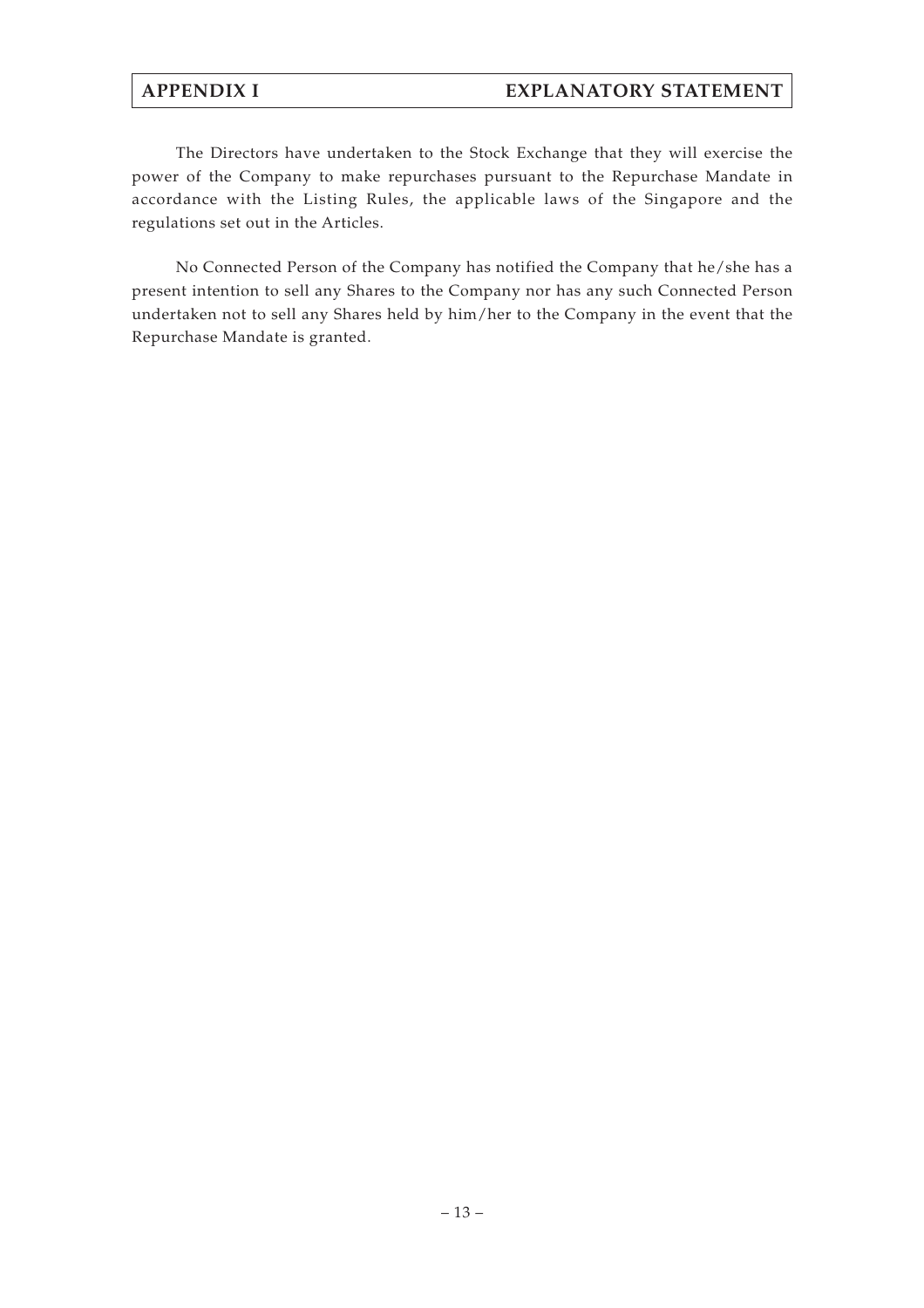The Directors have undertaken to the Stock Exchange that they will exercise the power of the Company to make repurchases pursuant to the Repurchase Mandate in accordance with the Listing Rules, the applicable laws of the Singapore and the regulations set out in the Articles.

No Connected Person of the Company has notified the Company that he/she has a present intention to sell any Shares to the Company nor has any such Connected Person undertaken not to sell any Shares held by him/her to the Company in the event that the Repurchase Mandate is granted.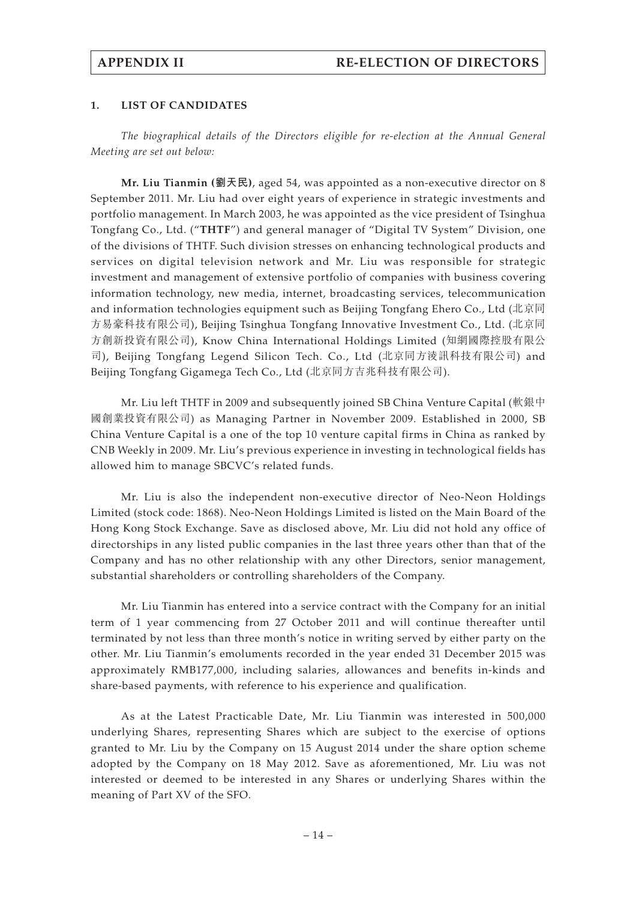## 1. LIST OF CANDIDATES

*The biographical details of the Directors eligible for re-election at the Annual General Meeting are set out below:*

**Mr. Liu Tianmin (劉天民)**, aged 54, was appointed as a non-executive director on 8 September 2011. Mr. Liu had over eight years of experience in strategic investments and portfolio management. In March 2003, he was appointed as the vice president of Tsinghua Tongfang Co., Ltd. ("**THTF**") and general manager of "Digital TV System" Division, one of the divisions of THTF. Such division stresses on enhancing technological products and services on digital television network and Mr. Liu was responsible for strategic investment and management of extensive portfolio of companies with business covering information technology, new media, internet, broadcasting services, telecommunication and information technologies equipment such as Beijing Tongfang Ehero Co., Ltd (北京同方易豪科技有限公司), Beijing Tsinghua Tongfang Innovative Investment Co., Ltd. (北京同方創新投資有限公司), Know China International Holdings Limited (知網國際控股有限公司), Beijing Tongfang Legend Silicon Tech. Co., Ltd (北京同方凌訊科技有限公司) and Beijing Tongfang Gigamega Tech Co., Ltd (北京同方吉兆科技有限公司).

Mr. Liu left THTF in 2009 and subsequently joined SB China Venture Capital (軟銀中國創業投資有限公司) as Managing Partner in November 2009. Established in 2000, SB China Venture Capital is a one of the top 10 venture capital firms in China as ranked by CNB Weekly in 2009. Mr. Liu's previous experience in investing in technological fields has allowed him to manage SBCVC's related funds.

Mr. Liu is also the independent non-executive director of Neo-Neon Holdings Limited (stock code: 1868). Neo-Neon Holdings Limited is listed on the Main Board of the Hong Kong Stock Exchange. Save as disclosed above, Mr. Liu did not hold any office of directorships in any listed public companies in the last three years other than that of the Company and has no other relationship with any other Directors, senior management, substantial shareholders or controlling shareholders of the Company.

Mr. Liu Tianmin has entered into a service contract with the Company for an initial term of 1 year commencing from 27 October 2011 and will continue thereafter until terminated by not less than three month's notice in writing served by either party on the other. Mr. Liu Tianmin's emoluments recorded in the year ended 31 December 2015 was approximately RMB177,000, including salaries, allowances and benefits in-kinds and share-based payments, with reference to his experience and qualification.

As at the Latest Practicable Date, Mr. Liu Tianmin was interested in 500,000 underlying Shares, representing Shares which are subject to the exercise of options granted to Mr. Liu by the Company on 15 August 2014 under the share option scheme adopted by the Company on 18 May 2012. Save as aforementioned, Mr. Liu was not interested or deemed to be interested in any Shares or underlying Shares within the meaning of Part XV of the SFO.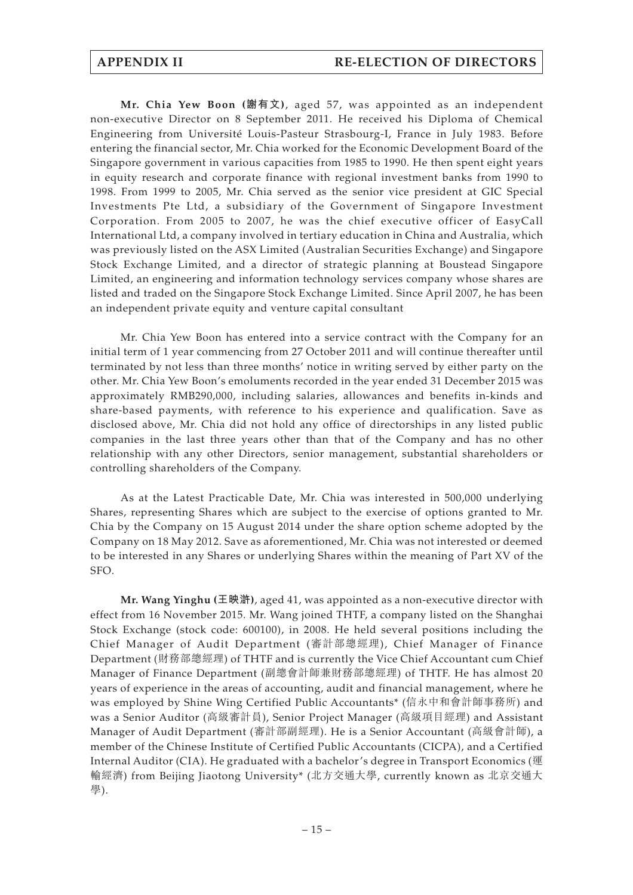**Mr. Chia Yew Boon (謝有文)**, aged 57, was appointed as an independent non-executive Director on 8 September 2011. He received his Diploma of Chemical Engineering from Université Louis-Pasteur Strasbourg-I, France in July 1983. Before entering the financial sector, Mr. Chia worked for the Economic Development Board of the Singapore government in various capacities from 1985 to 1990. He then spent eight years in equity research and corporate finance with regional investment banks from 1990 to 1998. From 1999 to 2005, Mr. Chia served as the senior vice president at GIC Special Investments Pte Ltd, a subsidiary of the Government of Singapore Investment Corporation. From 2005 to 2007, he was the chief executive officer of EasyCall International Ltd, a company involved in tertiary education in China and Australia, which was previously listed on the ASX Limited (Australian Securities Exchange) and Singapore Stock Exchange Limited, and a director of strategic planning at Boustead Singapore Limited, an engineering and information technology services company whose shares are listed and traded on the Singapore Stock Exchange Limited. Since April 2007, he has been an independent private equity and venture capital consultant

Mr. Chia Yew Boon has entered into a service contract with the Company for an initial term of 1 year commencing from 27 October 2011 and will continue thereafter until terminated by not less than three months' notice in writing served by either party on the other. Mr. Chia Yew Boon's emoluments recorded in the year ended 31 December 2015 was approximately RMB290,000, including salaries, allowances and benefits in-kinds and share-based payments, with reference to his experience and qualification. Save as disclosed above, Mr. Chia did not hold any office of directorships in any listed public companies in the last three years other than that of the Company and has no other relationship with any other Directors, senior management, substantial shareholders or controlling shareholders of the Company.

As at the Latest Practicable Date, Mr. Chia was interested in 500,000 underlying Shares, representing Shares which are subject to the exercise of options granted to Mr. Chia by the Company on 15 August 2014 under the share option scheme adopted by the Company on 18 May 2012. Save as aforementioned, Mr. Chia was not interested or deemed to be interested in any Shares or underlying Shares within the meaning of Part XV of the SFO.

**Mr. Wang Yinghu (王映滸)**, aged 41, was appointed as a non-executive director with effect from 16 November 2015. Mr. Wang joined THTF, a company listed on the Shanghai Stock Exchange (stock code: 600100), in 2008. He held several positions including the Chief Manager of Audit Department (審計部總經理), Chief Manager of Finance Department (財務部總經理) of THTF and is currently the Vice Chief Accountant cum Chief Manager of Finance Department (副總會計師兼財務部總經理) of THTF. He has almost 20 years of experience in the areas of accounting, audit and financial management, where he was employed by Shine Wing Certified Public Accountants* (信永中和會計師事務所) and was a Senior Auditor (高級審計員), Senior Project Manager (高級項目經理) and Assistant Manager of Audit Department (審計部副經理). He is a Senior Accountant (高級會計師), a member of the Chinese Institute of Certified Public Accountants (CICPA), and a Certified Internal Auditor (CIA). He graduated with a bachelor's degree in Transport Economics (運輸經濟) from Beijing Jiaotong University* (北方交通大學, currently known as 北京交通大學).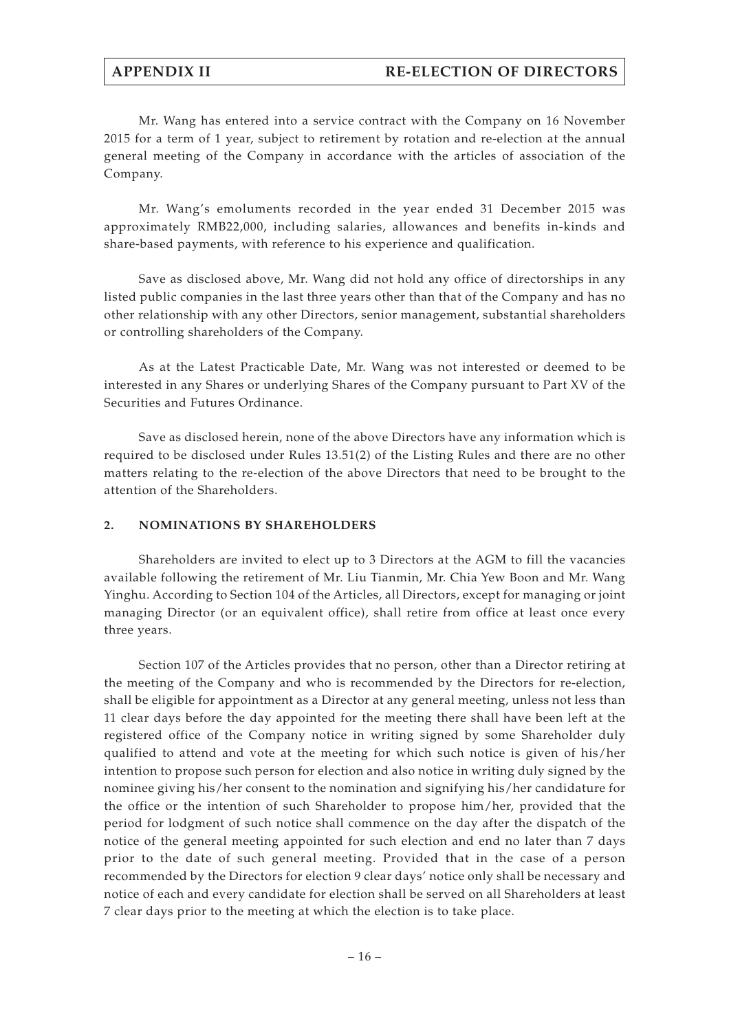Mr. Wang has entered into a service contract with the Company on 16 November 2015 for a term of 1 year, subject to retirement by rotation and re-election at the annual general meeting of the Company in accordance with the articles of association of the Company.

Mr. Wang's emoluments recorded in the year ended 31 December 2015 was approximately RMB22,000, including salaries, allowances and benefits in-kinds and share-based payments, with reference to his experience and qualification.

Save as disclosed above, Mr. Wang did not hold any office of directorships in any listed public companies in the last three years other than that of the Company and has no other relationship with any other Directors, senior management, substantial shareholders or controlling shareholders of the Company.

As at the Latest Practicable Date, Mr. Wang was not interested or deemed to be interested in any Shares or underlying Shares of the Company pursuant to Part XV of the Securities and Futures Ordinance.

Save as disclosed herein, none of the above Directors have any information which is required to be disclosed under Rules 13.51(2) of the Listing Rules and there are no other matters relating to the re-election of the above Directors that need to be brought to the attention of the Shareholders.

## 2. NOMINATIONS BY SHAREHOLDERS

Shareholders are invited to elect up to 3 Directors at the AGM to fill the vacancies available following the retirement of Mr. Liu Tianmin, Mr. Chia Yew Boon and Mr. Wang Yinghu. According to Section 104 of the Articles, all Directors, except for managing or joint managing Director (or an equivalent office), shall retire from office at least once every three years.

Section 107 of the Articles provides that no person, other than a Director retiring at the meeting of the Company and who is recommended by the Directors for re-election, shall be eligible for appointment as a Director at any general meeting, unless not less than 11 clear days before the day appointed for the meeting there shall have been left at the registered office of the Company notice in writing signed by some Shareholder duly qualified to attend and vote at the meeting for which such notice is given of his/her intention to propose such person for election and also notice in writing duly signed by the nominee giving his/her consent to the nomination and signifying his/her candidature for the office or the intention of such Shareholder to propose him/her, provided that the period for lodgment of such notice shall commence on the day after the dispatch of the notice of the general meeting appointed for such election and end no later than 7 days prior to the date of such general meeting. Provided that in the case of a person recommended by the Directors for election 9 clear days' notice only shall be necessary and notice of each and every candidate for election shall be served on all Shareholders at least 7 clear days prior to the meeting at which the election is to take place.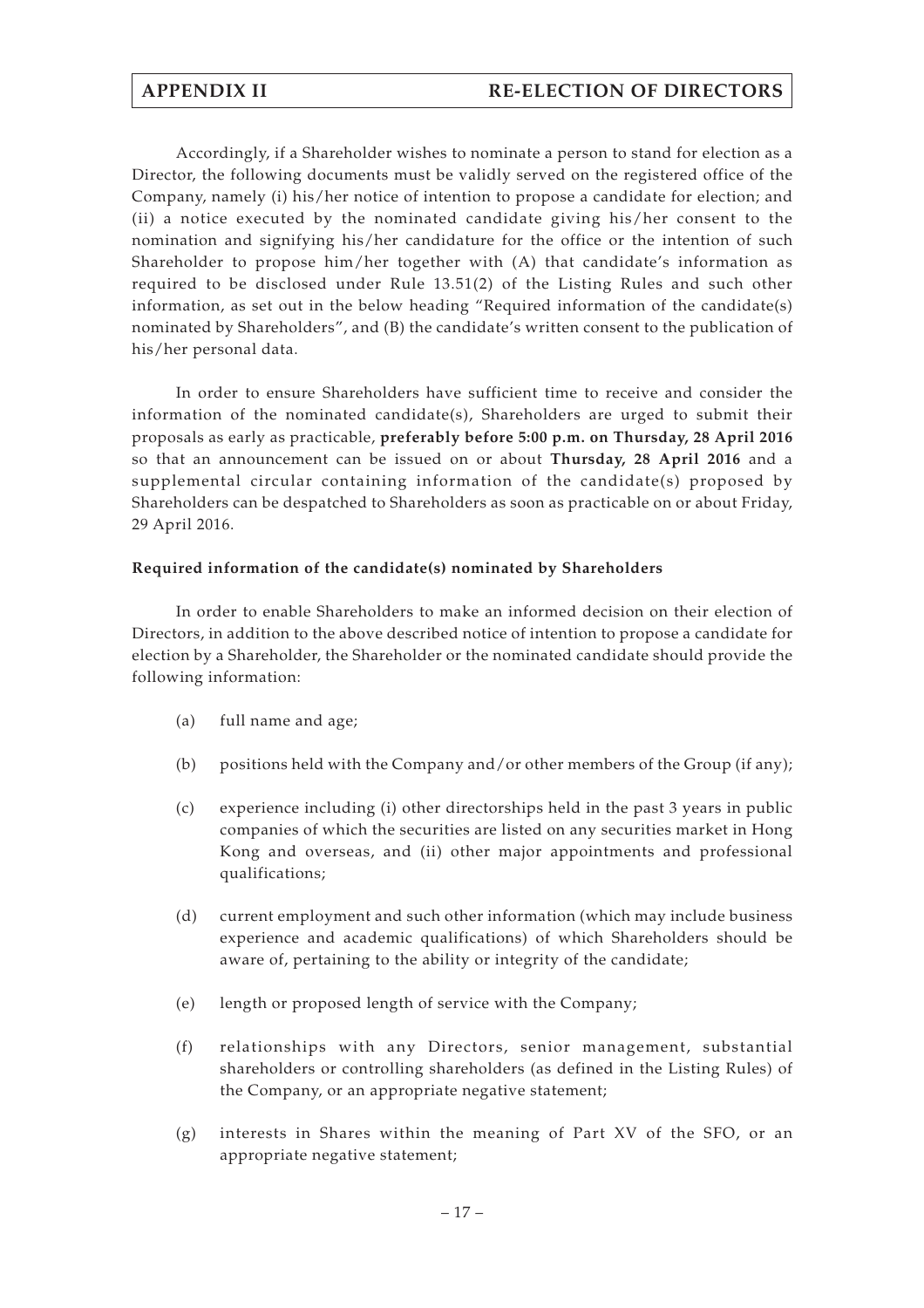Accordingly, if a Shareholder wishes to nominate a person to stand for election as a Director, the following documents must be validly served on the registered office of the Company, namely (i) his/her notice of intention to propose a candidate for election; and (ii) a notice executed by the nominated candidate giving his/her consent to the nomination and signifying his/her candidature for the office or the intention of such Shareholder to propose him/her together with (A) that candidate's information as required to be disclosed under Rule 13.51(2) of the Listing Rules and such other information, as set out in the below heading "Required information of the candidate(s) nominated by Shareholders", and (B) the candidate's written consent to the publication of his/her personal data.

In order to ensure Shareholders have sufficient time to receive and consider the information of the nominated candidate(s), Shareholders are urged to submit their proposals as early as practicable, **preferably before 5:00 p.m. on Thursday, 28 April 2016** so that an announcement can be issued on or about **Thursday, 28 April 2016** and a supplemental circular containing information of the candidate(s) proposed by Shareholders can be despatched to Shareholders as soon as practicable on or about Friday, 29 April 2016.

**Required information of the candidate(s) nominated by Shareholders**

In order to enable Shareholders to make an informed decision on their election of Directors, in addition to the above described notice of intention to propose a candidate for election by a Shareholder, the Shareholder or the nominated candidate should provide the following information:

(a) full name and age;

(b) positions held with the Company and/or other members of the Group (if any);

(c) experience including (i) other directorships held in the past 3 years in public companies of which the securities are listed on any securities market in Hong Kong and overseas, and (ii) other major appointments and professional qualifications;

(d) current employment and such other information (which may include business experience and academic qualifications) of which Shareholders should be aware of, pertaining to the ability or integrity of the candidate;

(e) length or proposed length of service with the Company;

(f) relationships with any Directors, senior management, substantial shareholders or controlling shareholders (as defined in the Listing Rules) of the Company, or an appropriate negative statement;

(g) interests in Shares within the meaning of Part XV of the SFO, or an appropriate negative statement;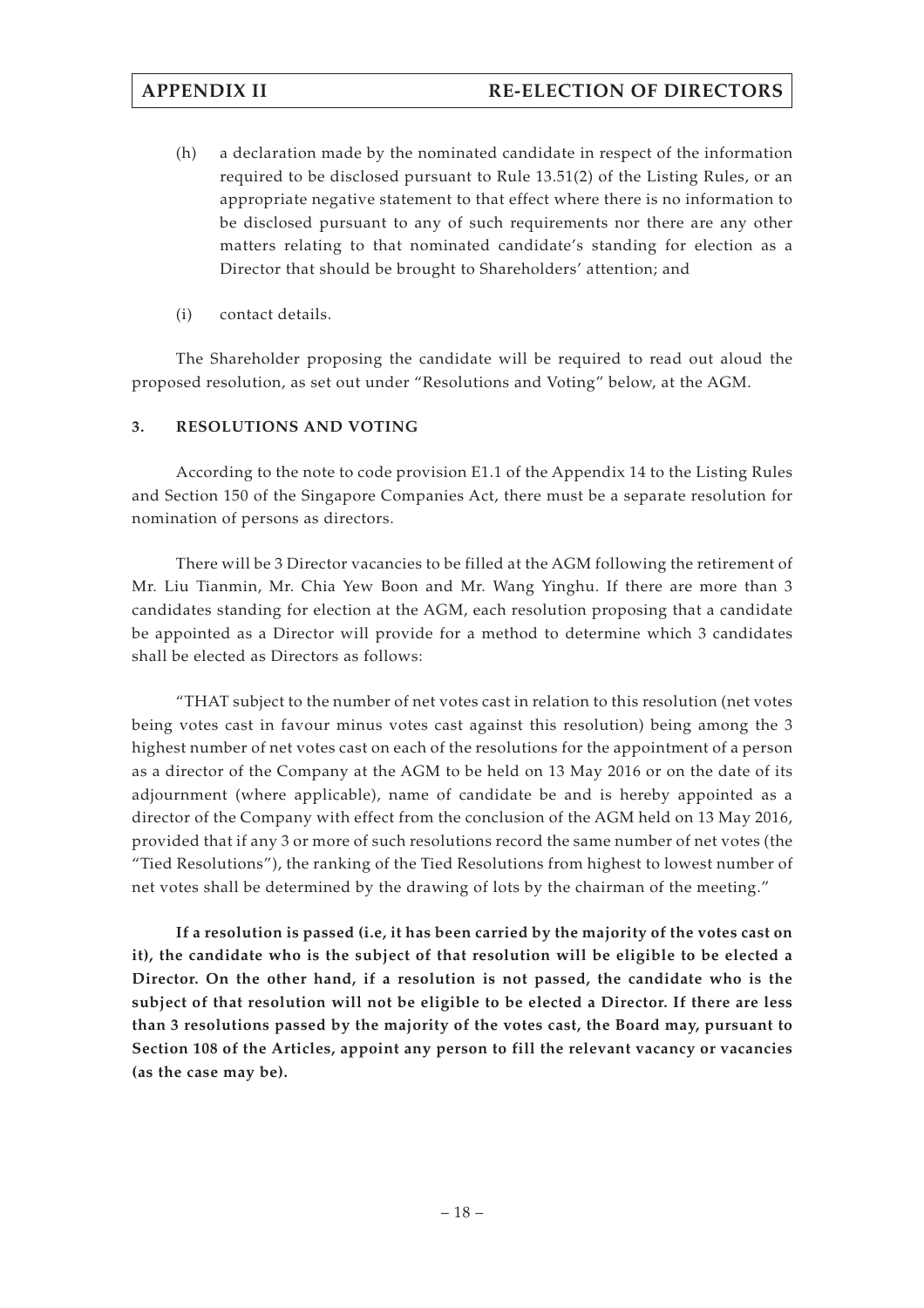(h) a declaration made by the nominated candidate in respect of the information required to be disclosed pursuant to Rule 13.51(2) of the Listing Rules, or an appropriate negative statement to that effect where there is no information to be disclosed pursuant to any of such requirements nor there are any other matters relating to that nominated candidate's standing for election as a Director that should be brought to Shareholders' attention; and

(i) contact details.

The Shareholder proposing the candidate will be required to read out aloud the proposed resolution, as set out under "Resolutions and Voting" below, at the AGM.

## 3. RESOLUTIONS AND VOTING

According to the note to code provision E1.1 of the Appendix 14 to the Listing Rules and Section 150 of the Singapore Companies Act, there must be a separate resolution for nomination of persons as directors.

There will be 3 Director vacancies to be filled at the AGM following the retirement of Mr. Liu Tianmin, Mr. Chia Yew Boon and Mr. Wang Yinghu. If there are more than 3 candidates standing for election at the AGM, each resolution proposing that a candidate be appointed as a Director will provide for a method to determine which 3 candidates shall be elected as Directors as follows:

"THAT subject to the number of net votes cast in relation to this resolution (net votes being votes cast in favour minus votes cast against this resolution) being among the 3 highest number of net votes cast on each of the resolutions for the appointment of a person as a director of the Company at the AGM to be held on 13 May 2016 or on the date of its adjournment (where applicable), name of candidate be and is hereby appointed as a director of the Company with effect from the conclusion of the AGM held on 13 May 2016, provided that if any 3 or more of such resolutions record the same number of net votes (the "Tied Resolutions"), the ranking of the Tied Resolutions from highest to lowest number of net votes shall be determined by the drawing of lots by the chairman of the meeting."

**If a resolution is passed (i.e, it has been carried by the majority of the votes cast on it), the candidate who is the subject of that resolution will be eligible to be elected a Director. On the other hand, if a resolution is not passed, the candidate who is the subject of that resolution will not be eligible to be elected a Director. If there are less than 3 resolutions passed by the majority of the votes cast, the Board may, pursuant to Section 108 of the Articles, appoint any person to fill the relevant vacancy or vacancies (as the case may be).**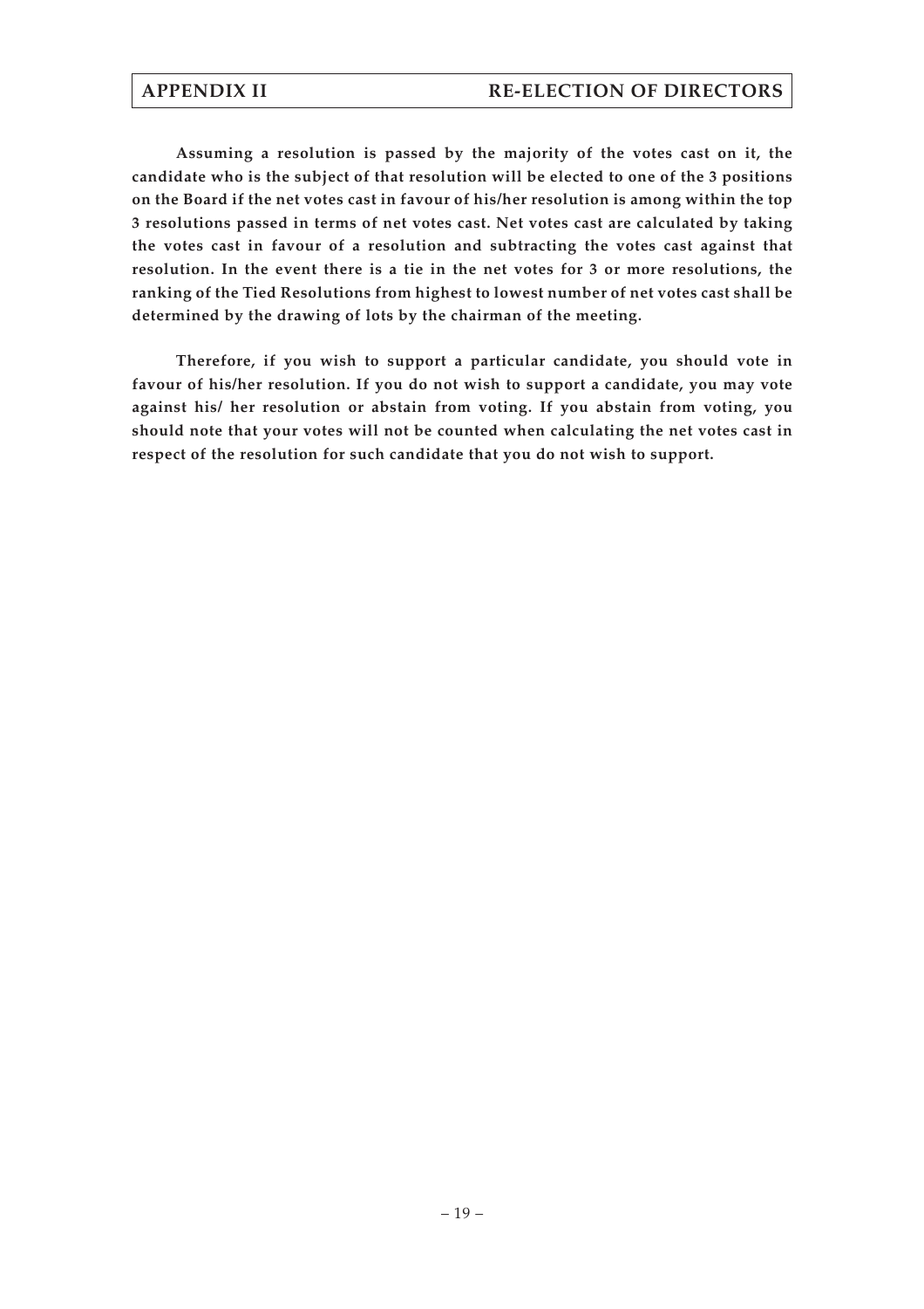**Assuming a resolution is passed by the majority of the votes cast on it, the candidate who is the subject of that resolution will be elected to one of the 3 positions on the Board if the net votes cast in favour of his/her resolution is among within the top 3 resolutions passed in terms of net votes cast. Net votes cast are calculated by taking the votes cast in favour of a resolution and subtracting the votes cast against that resolution. In the event there is a tie in the net votes for 3 or more resolutions, the ranking of the Tied Resolutions from highest to lowest number of net votes cast shall be determined by the drawing of lots by the chairman of the meeting.**

**Therefore, if you wish to support a particular candidate, you should vote in favour of his/her resolution. If you do not wish to support a candidate, you may vote against his/ her resolution or abstain from voting. If you abstain from voting, you should note that your votes will not be counted when calculating the net votes cast in respect of the resolution for such candidate that you do not wish to support.**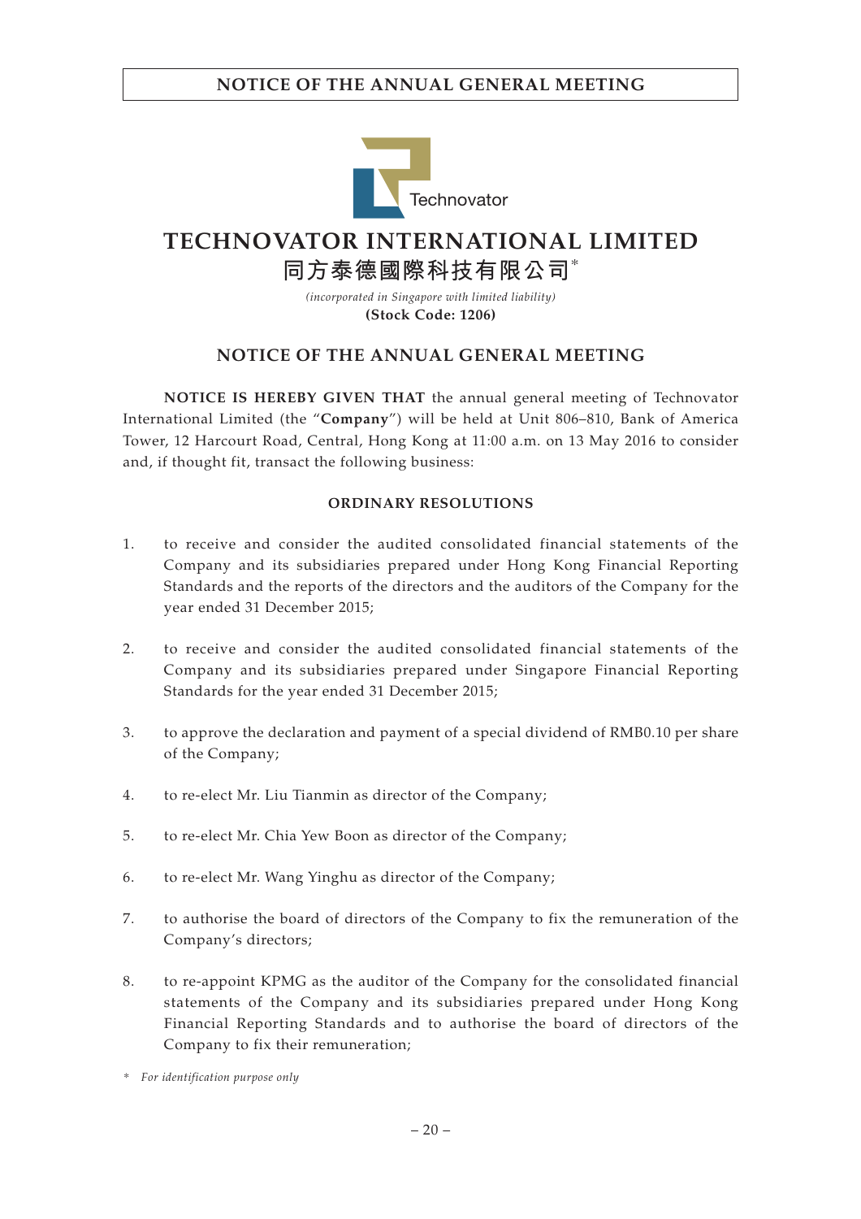# NOTICE OF THE ANNUAL GENERAL MEETING

# TECHNOVATOR INTERNATIONAL LIMITED
## 同方泰德國際科技有限公司*

*(incorporated in Singapore with limited liability)*
**(Stock Code: 1206)**

## NOTICE OF THE ANNUAL GENERAL MEETING

**NOTICE IS HEREBY GIVEN THAT** the annual general meeting of Technovator International Limited (the "**Company**") will be held at Unit 806–810, Bank of America Tower, 12 Harcourt Road, Central, Hong Kong at 11:00 a.m. on 13 May 2016 to consider and, if thought fit, transact the following business:

### ORDINARY RESOLUTIONS

1. to receive and consider the audited consolidated financial statements of the Company and its subsidiaries prepared under Hong Kong Financial Reporting Standards and the reports of the directors and the auditors of the Company for the year ended 31 December 2015;

2. to receive and consider the audited consolidated financial statements of the Company and its subsidiaries prepared under Singapore Financial Reporting Standards for the year ended 31 December 2015;

3. to approve the declaration and payment of a special dividend of RMB0.10 per share of the Company;

4. to re-elect Mr. Liu Tianmin as director of the Company;

5. to re-elect Mr. Chia Yew Boon as director of the Company;

6. to re-elect Mr. Wang Yinghu as director of the Company;

7. to authorise the board of directors of the Company to fix the remuneration of the Company's directors;

8. to re-appoint KPMG as the auditor of the Company for the consolidated financial statements of the Company and its subsidiaries prepared under Hong Kong Financial Reporting Standards and to authorise the board of directors of the Company to fix their remuneration;

\* *For identification purpose only*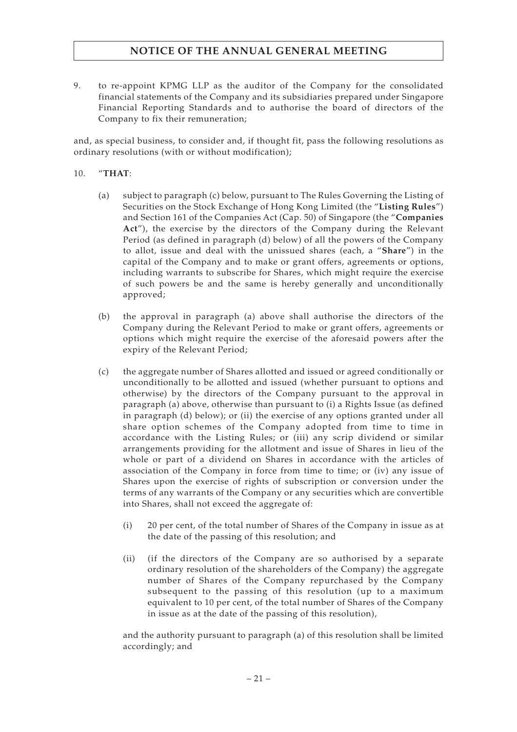9. to re-appoint KPMG LLP as the auditor of the Company for the consolidated financial statements of the Company and its subsidiaries prepared under Singapore Financial Reporting Standards and to authorise the board of directors of the Company to fix their remuneration;

and, as special business, to consider and, if thought fit, pass the following resolutions as ordinary resolutions (with or without modification);

10. "**THAT**:

   (a) subject to paragraph (c) below, pursuant to The Rules Governing the Listing of Securities on the Stock Exchange of Hong Kong Limited (the "**Listing Rules**") and Section 161 of the Companies Act (Cap. 50) of Singapore (the "**Companies Act**"), the exercise by the directors of the Company during the Relevant Period (as defined in paragraph (d) below) of all the powers of the Company to allot, issue and deal with the unissued shares (each, a "**Share**") in the capital of the Company and to make or grant offers, agreements or options, including warrants to subscribe for Shares, which might require the exercise of such powers be and the same is hereby generally and unconditionally approved;

   (b) the approval in paragraph (a) above shall authorise the directors of the Company during the Relevant Period to make or grant offers, agreements or options which might require the exercise of the aforesaid powers after the expiry of the Relevant Period;

   (c) the aggregate number of Shares allotted and issued or agreed conditionally or unconditionally to be allotted and issued (whether pursuant to options and otherwise) by the directors of the Company pursuant to the approval in paragraph (a) above, otherwise than pursuant to (i) a Rights Issue (as defined in paragraph (d) below); or (ii) the exercise of any options granted under all share option schemes of the Company adopted from time to time in accordance with the Listing Rules; or (iii) any scrip dividend or similar arrangements providing for the allotment and issue of Shares in lieu of the whole or part of a dividend on Shares in accordance with the articles of association of the Company in force from time to time; or (iv) any issue of Shares upon the exercise of rights of subscription or conversion under the terms of any warrants of the Company or any securities which are convertible into Shares, shall not exceed the aggregate of:

      (i) 20 per cent, of the total number of Shares of the Company in issue as at the date of the passing of this resolution; and

      (ii) (if the directors of the Company are so authorised by a separate ordinary resolution of the shareholders of the Company) the aggregate number of Shares of the Company repurchased by the Company subsequent to the passing of this resolution (up to a maximum equivalent to 10 per cent, of the total number of Shares of the Company in issue as at the date of the passing of this resolution),

   and the authority pursuant to paragraph (a) of this resolution shall be limited accordingly; and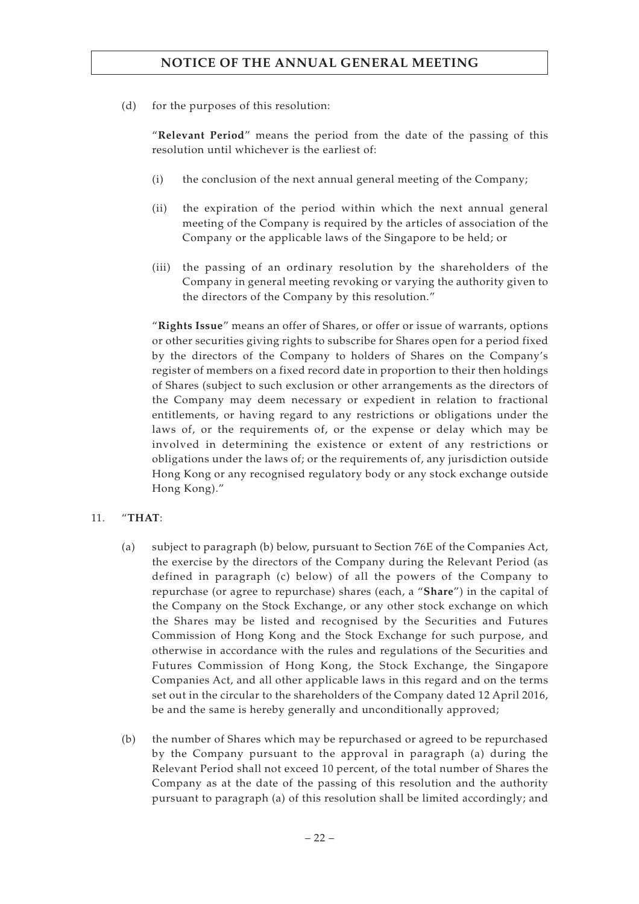(d) for the purposes of this resolution:

"**Relevant Period**" means the period from the date of the passing of this resolution until whichever is the earliest of:

(i) the conclusion of the next annual general meeting of the Company;

(ii) the expiration of the period within which the next annual general meeting of the Company is required by the articles of association of the Company or the applicable laws of the Singapore to be held; or

(iii) the passing of an ordinary resolution by the shareholders of the Company in general meeting revoking or varying the authority given to the directors of the Company by this resolution."

"**Rights Issue**" means an offer of Shares, or offer or issue of warrants, options or other securities giving rights to subscribe for Shares open for a period fixed by the directors of the Company to holders of Shares on the Company's register of members on a fixed record date in proportion to their then holdings of Shares (subject to such exclusion or other arrangements as the directors of the Company may deem necessary or expedient in relation to fractional entitlements, or having regard to any restrictions or obligations under the laws of, or the requirements of, or the expense or delay which may be involved in determining the existence or extent of any restrictions or obligations under the laws of; or the requirements of, any jurisdiction outside Hong Kong or any recognised regulatory body or any stock exchange outside Hong Kong)."

11. "**THAT**:

(a) subject to paragraph (b) below, pursuant to Section 76E of the Companies Act, the exercise by the directors of the Company during the Relevant Period (as defined in paragraph (c) below) of all the powers of the Company to repurchase (or agree to repurchase) shares (each, a "**Share**") in the capital of the Company on the Stock Exchange, or any other stock exchange on which the Shares may be listed and recognised by the Securities and Futures Commission of Hong Kong and the Stock Exchange for such purpose, and otherwise in accordance with the rules and regulations of the Securities and Futures Commission of Hong Kong, the Stock Exchange, the Singapore Companies Act, and all other applicable laws in this regard and on the terms set out in the circular to the shareholders of the Company dated 12 April 2016, be and the same is hereby generally and unconditionally approved;

(b) the number of Shares which may be repurchased or agreed to be repurchased by the Company pursuant to the approval in paragraph (a) during the Relevant Period shall not exceed 10 percent, of the total number of Shares the Company as at the date of the passing of this resolution and the authority pursuant to paragraph (a) of this resolution shall be limited accordingly; and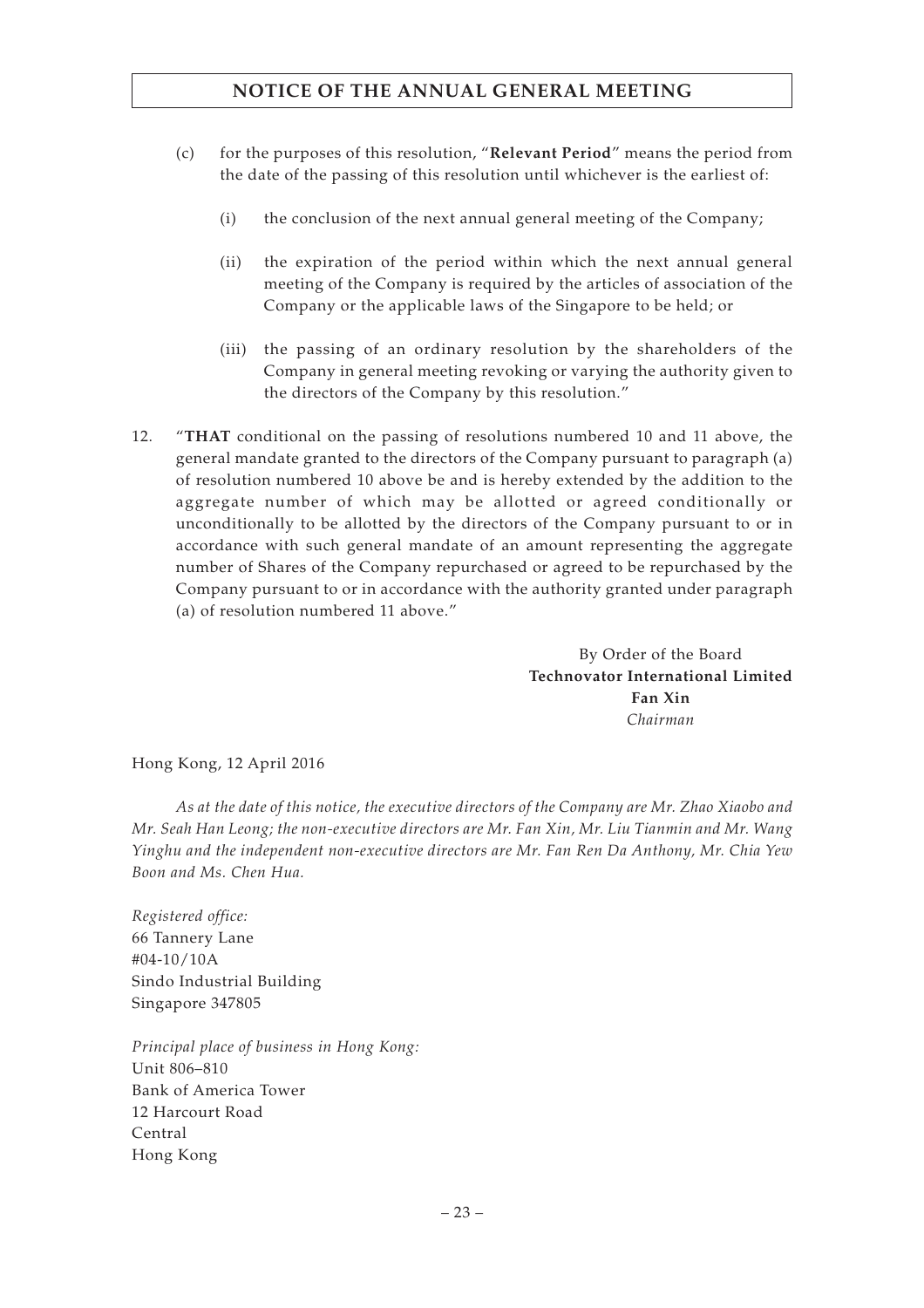(c) for the purposes of this resolution, "**Relevant Period**" means the period from the date of the passing of this resolution until whichever is the earliest of:

(i) the conclusion of the next annual general meeting of the Company;

(ii) the expiration of the period within which the next annual general meeting of the Company is required by the articles of association of the Company or the applicable laws of the Singapore to be held; or

(iii) the passing of an ordinary resolution by the shareholders of the Company in general meeting revoking or varying the authority given to the directors of the Company by this resolution."

12. "**THAT** conditional on the passing of resolutions numbered 10 and 11 above, the general mandate granted to the directors of the Company pursuant to paragraph (a) of resolution numbered 10 above be and is hereby extended by the addition to the aggregate number of which may be allotted or agreed conditionally or unconditionally to be allotted by the directors of the Company pursuant to or in accordance with such general mandate of an amount representing the aggregate number of Shares of the Company repurchased or agreed to be repurchased by the Company pursuant to or in accordance with the authority granted under paragraph (a) of resolution numbered 11 above."

By Order of the Board
**Technovator International Limited**
**Fan Xin**
*Chairman*

Hong Kong, 12 April 2016

*As at the date of this notice, the executive directors of the Company are Mr. Zhao Xiaobo and Mr. Seah Han Leong; the non-executive directors are Mr. Fan Xin, Mr. Liu Tianmin and Mr. Wang Yinghu and the independent non-executive directors are Mr. Fan Ren Da Anthony, Mr. Chia Yew Boon and Ms. Chen Hua.*

*Registered office:*
66 Tannery Lane
#04-10/10A
Sindo Industrial Building
Singapore 347805

*Principal place of business in Hong Kong:*
Unit 806–810
Bank of America Tower
12 Harcourt Road
Central
Hong Kong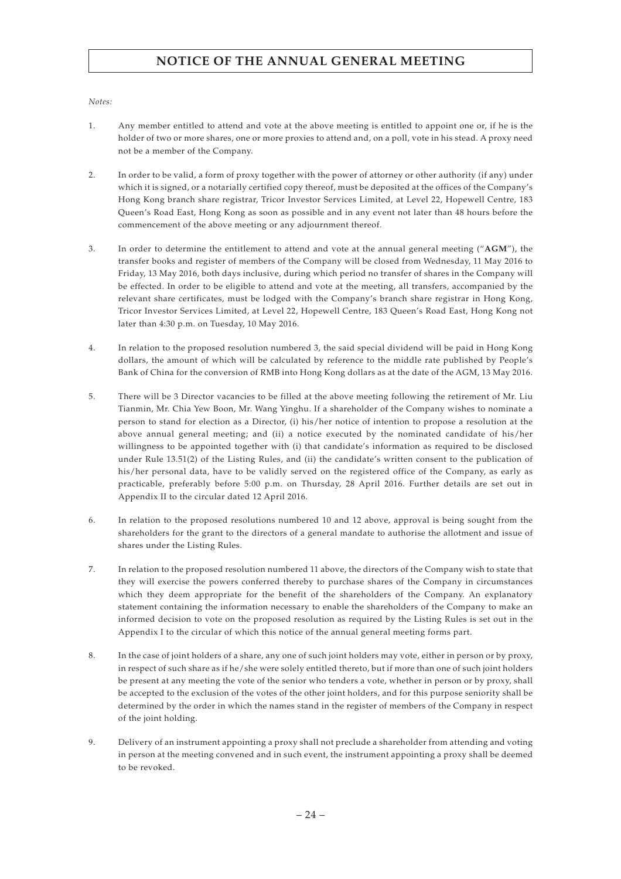# NOTICE OF THE ANNUAL GENERAL MEETING

*Notes:*

1. Any member entitled to attend and vote at the above meeting is entitled to appoint one or, if he is the holder of two or more shares, one or more proxies to attend and, on a poll, vote in his stead. A proxy need not be a member of the Company.

2. In order to be valid, a form of proxy together with the power of attorney or other authority (if any) under which it is signed, or a notarially certified copy thereof, must be deposited at the offices of the Company's Hong Kong branch share registrar, Tricor Investor Services Limited, at Level 22, Hopewell Centre, 183 Queen's Road East, Hong Kong as soon as possible and in any event not later than 48 hours before the commencement of the above meeting or any adjournment thereof.

3. In order to determine the entitlement to attend and vote at the annual general meeting ("**AGM**"), the transfer books and register of members of the Company will be closed from Wednesday, 11 May 2016 to Friday, 13 May 2016, both days inclusive, during which period no transfer of shares in the Company will be effected. In order to be eligible to attend and vote at the meeting, all transfers, accompanied by the relevant share certificates, must be lodged with the Company's branch share registrar in Hong Kong, Tricor Investor Services Limited, at Level 22, Hopewell Centre, 183 Queen's Road East, Hong Kong not later than 4:30 p.m. on Tuesday, 10 May 2016.

4. In relation to the proposed resolution numbered 3, the said special dividend will be paid in Hong Kong dollars, the amount of which will be calculated by reference to the middle rate published by People's Bank of China for the conversion of RMB into Hong Kong dollars as at the date of the AGM, 13 May 2016.

5. There will be 3 Director vacancies to be filled at the above meeting following the retirement of Mr. Liu Tianmin, Mr. Chia Yew Boon, Mr. Wang Yinghu. If a shareholder of the Company wishes to nominate a person to stand for election as a Director, (i) his/her notice of intention to propose a resolution at the above annual general meeting; and (ii) a notice executed by the nominated candidate of his/her willingness to be appointed together with (i) that candidate's information as required to be disclosed under Rule 13.51(2) of the Listing Rules, and (ii) the candidate's written consent to the publication of his/her personal data, have to be validly served on the registered office of the Company, as early as practicable, preferably before 5:00 p.m. on Thursday, 28 April 2016. Further details are set out in Appendix II to the circular dated 12 April 2016.

6. In relation to the proposed resolutions numbered 10 and 12 above, approval is being sought from the shareholders for the grant to the directors of a general mandate to authorise the allotment and issue of shares under the Listing Rules.

7. In relation to the proposed resolution numbered 11 above, the directors of the Company wish to state that they will exercise the powers conferred thereby to purchase shares of the Company in circumstances which they deem appropriate for the benefit of the shareholders of the Company. An explanatory statement containing the information necessary to enable the shareholders of the Company to make an informed decision to vote on the proposed resolution as required by the Listing Rules is set out in the Appendix I to the circular of which this notice of the annual general meeting forms part.

8. In the case of joint holders of a share, any one of such joint holders may vote, either in person or by proxy, in respect of such share as if he/she were solely entitled thereto, but if more than one of such joint holders be present at any meeting the vote of the senior who tenders a vote, whether in person or by proxy, shall be accepted to the exclusion of the votes of the other joint holders, and for this purpose seniority shall be determined by the order in which the names stand in the register of members of the Company in respect of the joint holding.

9. Delivery of an instrument appointing a proxy shall not preclude a shareholder from attending and voting in person at the meeting convened and in such event, the instrument appointing a proxy shall be deemed to be revoked.